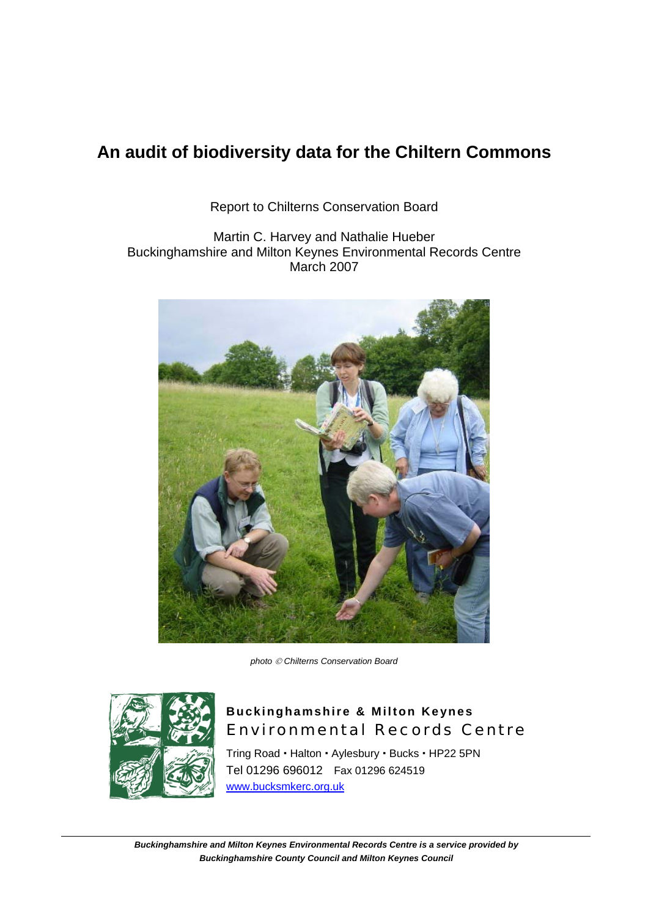# An audit of biodiversity data for the Chiltern Commons

Report to Chilterns Conservation Board

Martin C. Harvey and Nathalie Hueber
Buckinghamshire and Milton Keynes Environmental Records Centre
March 2007

*photo © Chilterns Conservation Board*

**Buckinghamshire & Milton Keynes**
Environmental Records Centre

Tring Road • Halton • Aylesbury • Bucks • HP22 5PN
Tel 01296 696012 Fax 01296 624519
www.bucksmkerc.org.uk

***Buckinghamshire and Milton Keynes Environmental Records Centre is a service provided by Buckinghamshire County Council and Milton Keynes Council***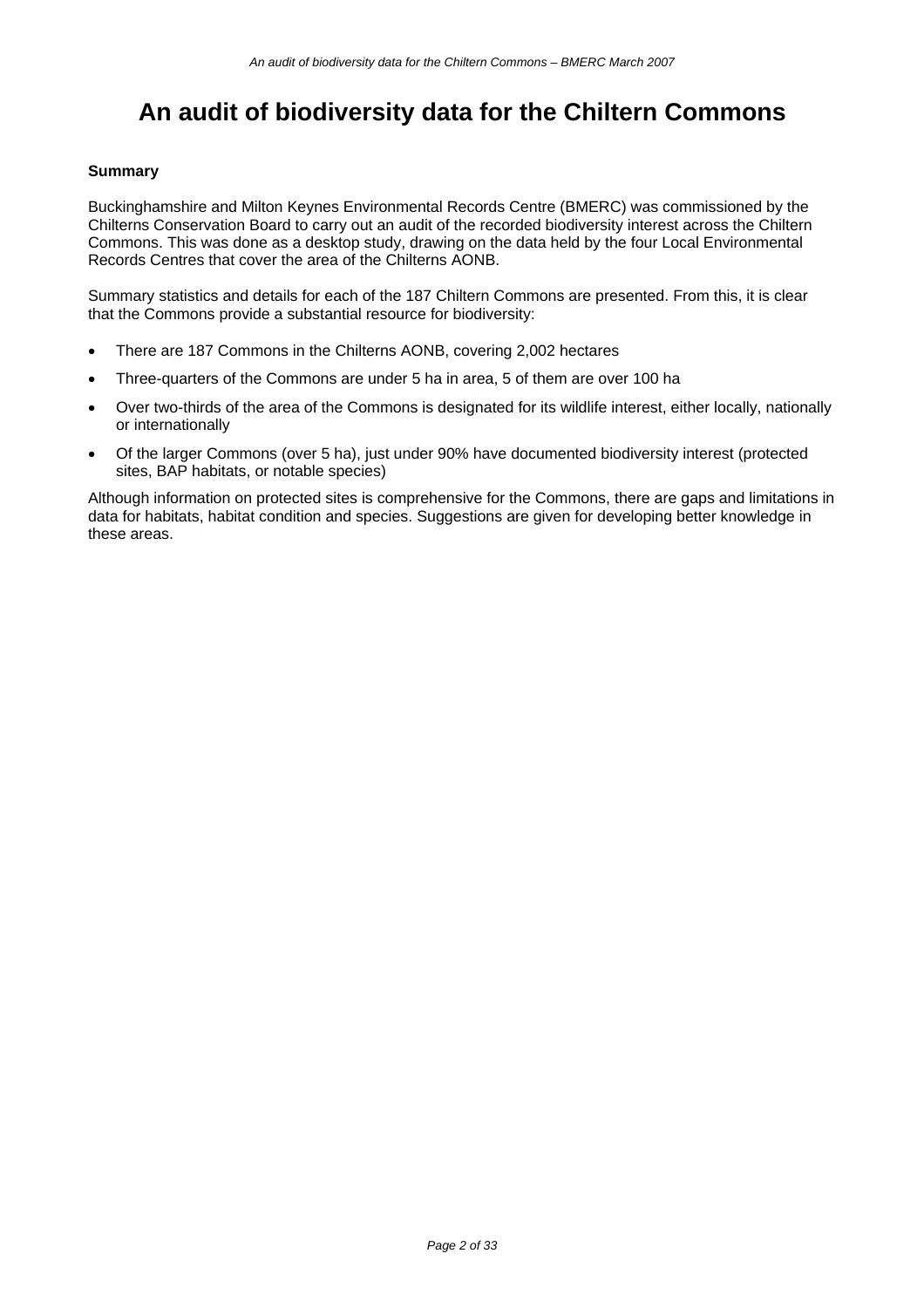# An audit of biodiversity data for the Chiltern Commons

**Summary**

Buckinghamshire and Milton Keynes Environmental Records Centre (BMERC) was commissioned by the Chilterns Conservation Board to carry out an audit of the recorded biodiversity interest across the Chiltern Commons. This was done as a desktop study, drawing on the data held by the four Local Environmental Records Centres that cover the area of the Chilterns AONB.

Summary statistics and details for each of the 187 Chiltern Commons are presented. From this, it is clear that the Commons provide a substantial resource for biodiversity:

- There are 187 Commons in the Chilterns AONB, covering 2,002 hectares
- Three-quarters of the Commons are under 5 ha in area, 5 of them are over 100 ha
- Over two-thirds of the area of the Commons is designated for its wildlife interest, either locally, nationally or internationally
- Of the larger Commons (over 5 ha), just under 90% have documented biodiversity interest (protected sites, BAP habitats, or notable species)

Although information on protected sites is comprehensive for the Commons, there are gaps and limitations in data for habitats, habitat condition and species. Suggestions are given for developing better knowledge in these areas.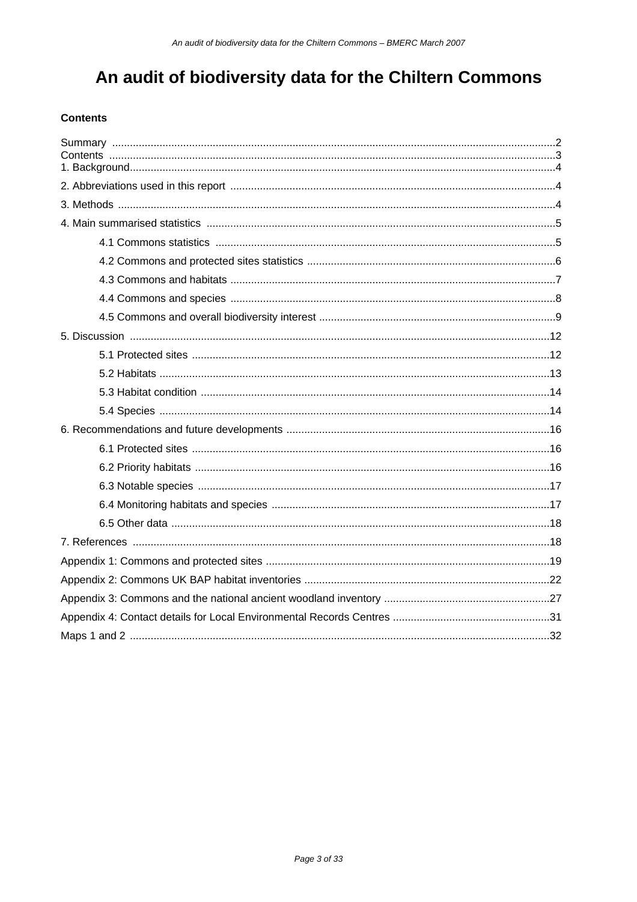# An audit of biodiversity data for the Chiltern Commons

**Contents**

Summary ....................................................................................................................................2
Contents ....................................................................................................................................3
1. Background...............................................................................................................................4
2. Abbreviations used in this report ...........................................................................................4
3. Methods ...................................................................................................................................4
4. Main summarised statistics ....................................................................................................5

- 4.1 Commons statistics ...............................................................................................5
- 4.2 Commons and protected sites statistics ..................................................................6
- 4.3 Commons and habitats ...........................................................................................7
- 4.4 Commons and species ............................................................................................8
- 4.5 Commons and overall biodiversity interest ..............................................................9

5. Discussion ..............................................................................................................................12

- 5.1 Protected sites .......................................................................................................12
- 5.2 Habitats .................................................................................................................13
- 5.3 Habitat condition ....................................................................................................14
- 5.4 Species .................................................................................................................14

6. Recommendations and future developments .........................................................................16

- 6.1 Protected sites .......................................................................................................16
- 6.2 Priority habitats ......................................................................................................16
- 6.3 Notable species ......................................................................................................17
- 6.4 Monitoring habitats and species .............................................................................17
- 6.5 Other data .............................................................................................................18

7. References ...........................................................................................................................18
Appendix 1: Commons and protected sites ..............................................................................19
Appendix 2: Commons UK BAP habitat inventories ..................................................................22
Appendix 3: Commons and the national ancient woodland inventory .......................................27
Appendix 4: Contact details for Local Environmental Records Centres ....................................31
Maps 1 and 2 ...........................................................................................................................32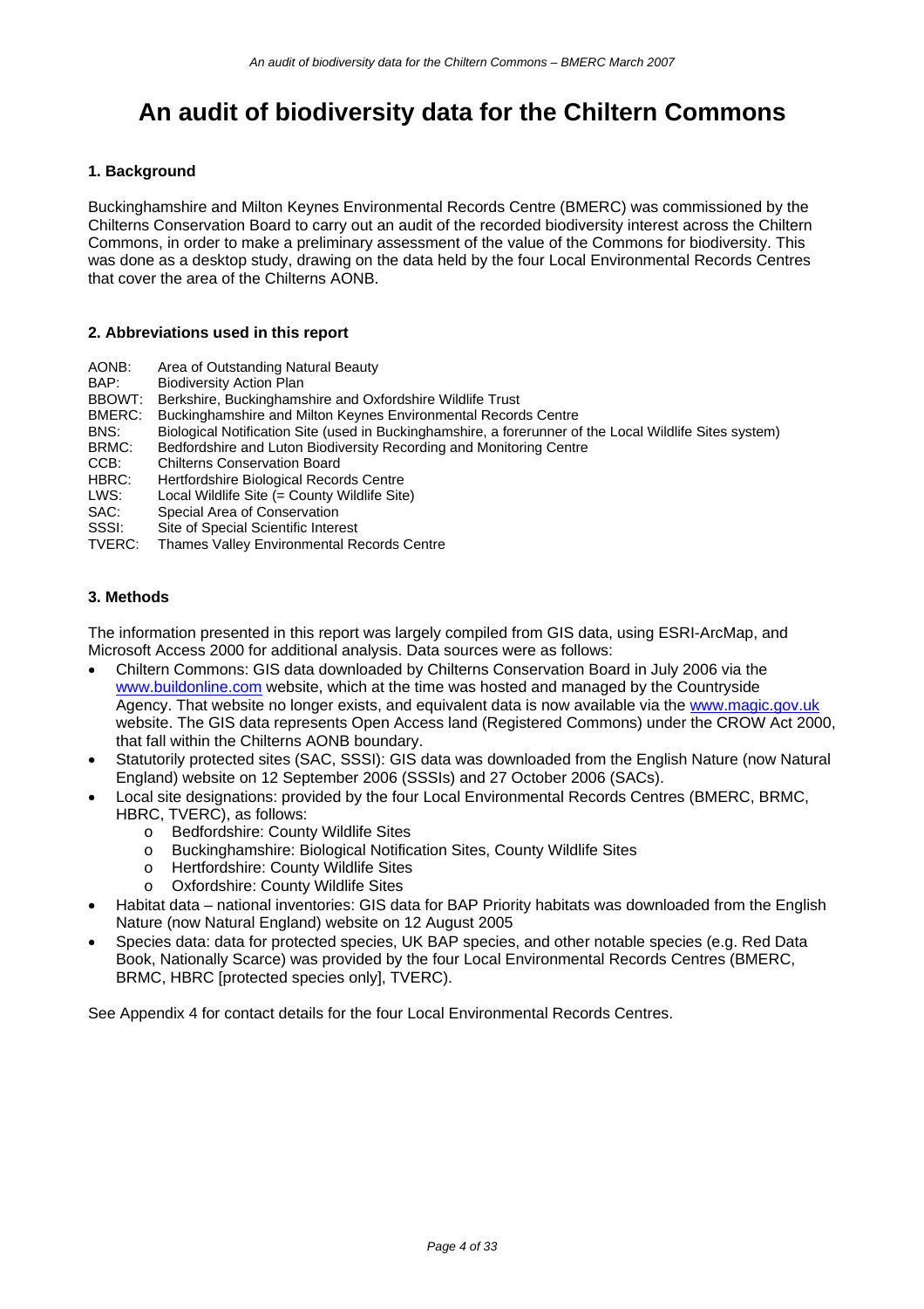# An audit of biodiversity data for the Chiltern Commons

### 1. Background

Buckinghamshire and Milton Keynes Environmental Records Centre (BMERC) was commissioned by the Chilterns Conservation Board to carry out an audit of the recorded biodiversity interest across the Chiltern Commons, in order to make a preliminary assessment of the value of the Commons for biodiversity. This was done as a desktop study, drawing on the data held by the four Local Environmental Records Centres that cover the area of the Chilterns AONB.

### 2. Abbreviations used in this report

AONB: Area of Outstanding Natural Beauty
BAP: Biodiversity Action Plan
BBOWT: Berkshire, Buckinghamshire and Oxfordshire Wildlife Trust
BMERC: Buckinghamshire and Milton Keynes Environmental Records Centre
BNS: Biological Notification Site (used in Buckinghamshire, a forerunner of the Local Wildlife Sites system)
BRMC: Bedfordshire and Luton Biodiversity Recording and Monitoring Centre
CCB: Chilterns Conservation Board
HBRC: Hertfordshire Biological Records Centre
LWS: Local Wildlife Site (= County Wildlife Site)
SAC: Special Area of Conservation
SSSI: Site of Special Scientific Interest
TVERC: Thames Valley Environmental Records Centre

### 3. Methods

The information presented in this report was largely compiled from GIS data, using ESRI-ArcMap, and Microsoft Access 2000 for additional analysis. Data sources were as follows:

- Chiltern Commons: GIS data downloaded by Chilterns Conservation Board in July 2006 via the www.buildonline.com website, which at the time was hosted and managed by the Countryside Agency. That website no longer exists, and equivalent data is now available via the www.magic.gov.uk website. The GIS data represents Open Access land (Registered Commons) under the CROW Act 2000, that fall within the Chilterns AONB boundary.
- Statutorily protected sites (SAC, SSSI): GIS data was downloaded from the English Nature (now Natural England) website on 12 September 2006 (SSSIs) and 27 October 2006 (SACs).
- Local site designations: provided by the four Local Environmental Records Centres (BMERC, BRMC, HBRC, TVERC), as follows:
  - Bedfordshire: County Wildlife Sites
  - Buckinghamshire: Biological Notification Sites, County Wildlife Sites
  - Hertfordshire: County Wildlife Sites
  - Oxfordshire: County Wildlife Sites
- Habitat data – national inventories: GIS data for BAP Priority habitats was downloaded from the English Nature (now Natural England) website on 12 August 2005
- Species data: data for protected species, UK BAP species, and other notable species (e.g. Red Data Book, Nationally Scarce) was provided by the four Local Environmental Records Centres (BMERC, BRMC, HBRC [protected species only], TVERC).

See Appendix 4 for contact details for the four Local Environmental Records Centres.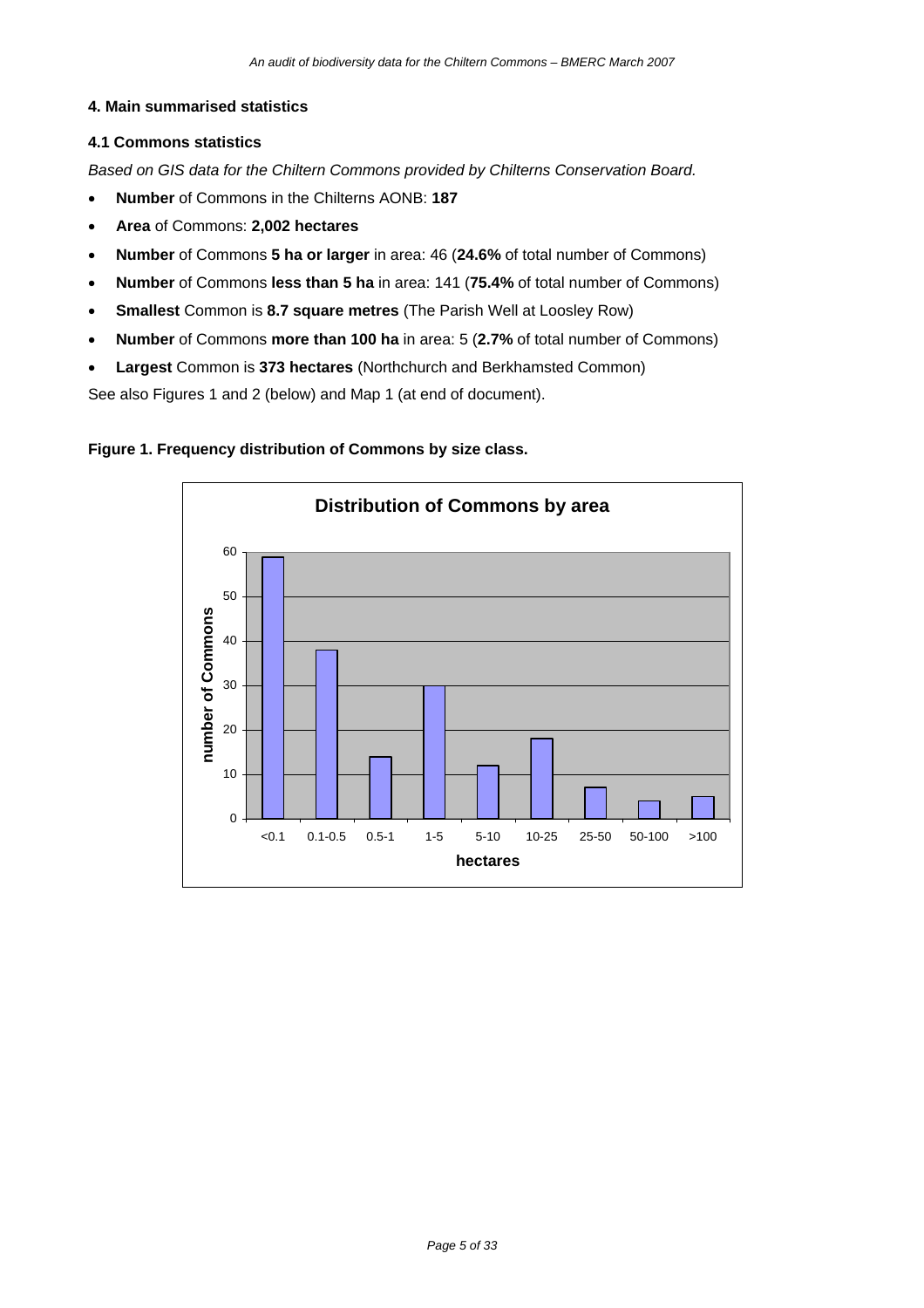## 4. Main summarised statistics

### 4.1 Commons statistics

*Based on GIS data for the Chiltern Commons provided by Chilterns Conservation Board.*

- **Number** of Commons in the Chilterns AONB: **187**
- **Area** of Commons: **2,002 hectares**
- **Number** of Commons **5 ha or larger** in area: 46 (**24.6%** of total number of Commons)
- **Number** of Commons **less than 5 ha** in area: 141 (**75.4%** of total number of Commons)
- **Smallest** Common is **8.7 square metres** (The Parish Well at Loosley Row)
- **Number** of Commons **more than 100 ha** in area: 5 (**2.7%** of total number of Commons)
- **Largest** Common is **373 hectares** (Northchurch and Berkhamsted Common)

See also Figures 1 and 2 (below) and Map 1 (at end of document).

**Figure 1. Frequency distribution of Commons by size class.**

**Distribution of Commons by area**

| hectares | number of Commons |
|---|---|
| <0.1 | 59 |
| 0.1-0.5 | 38 |
| 0.5-1 | 14 |
| 1-5 | 30 |
| 5-10 | 12 |
| 10-25 | 18 |
| 25-50 | 7 |
| 50-100 | 4 |
| >100 | 5 |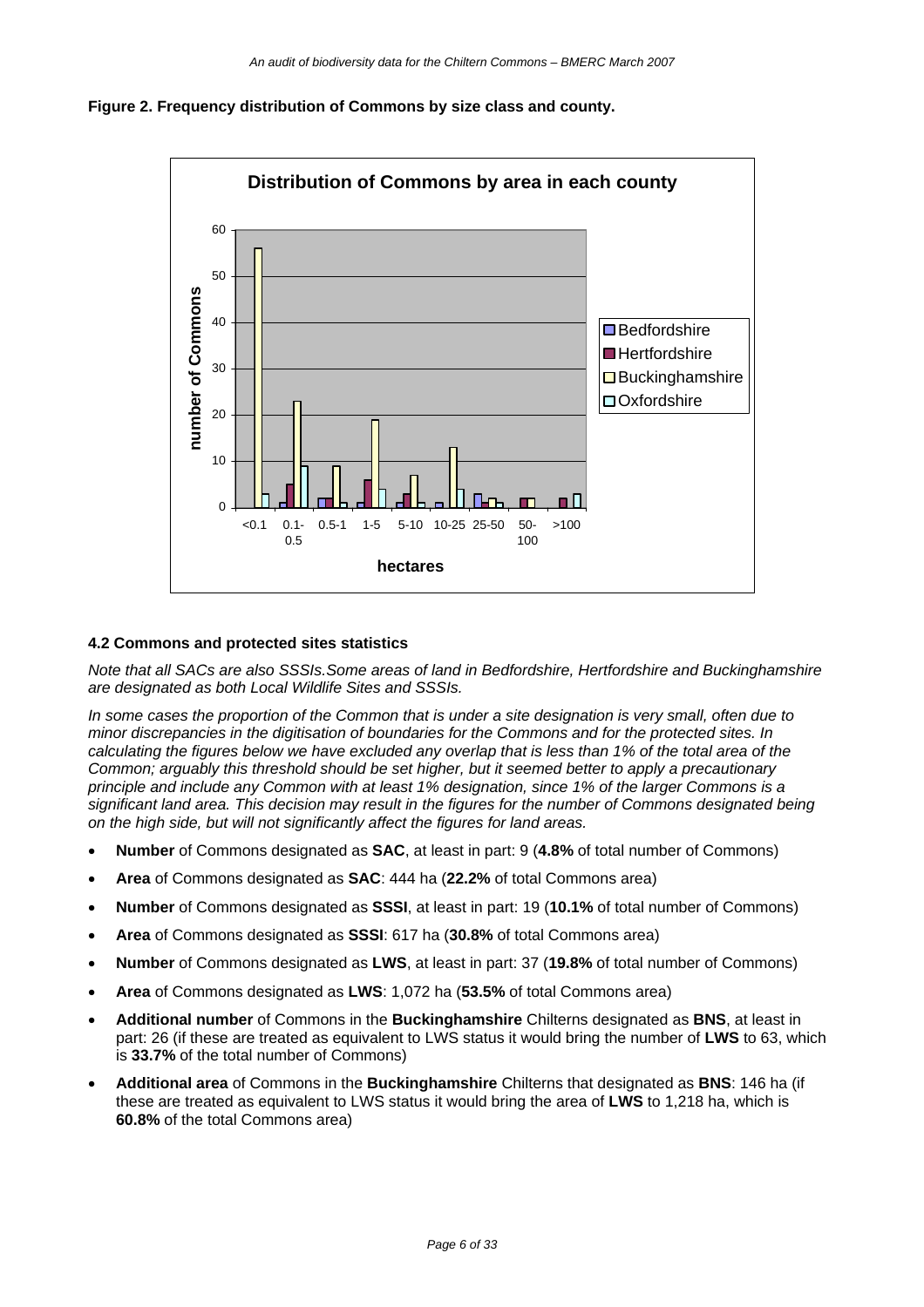**Figure 2. Frequency distribution of Commons by size class and county.**

### 4.2 Commons and protected sites statistics

*Note that all SACs are also SSSIs.Some areas of land in Bedfordshire, Hertfordshire and Buckinghamshire are designated as both Local Wildlife Sites and SSSIs.*

*In some cases the proportion of the Common that is under a site designation is very small, often due to minor discrepancies in the digitisation of boundaries for the Commons and for the protected sites. In calculating the figures below we have excluded any overlap that is less than 1% of the total area of the Common; arguably this threshold should be set higher, but it seemed better to apply a precautionary principle and include any Common with at least 1% designation, since 1% of the larger Commons is a significant land area. This decision may result in the figures for the number of Commons designated being on the high side, but will not significantly affect the figures for land areas.*

- **Number** of Commons designated as **SAC**, at least in part: 9 (**4.8%** of total number of Commons)
- **Area** of Commons designated as **SAC**: 444 ha (**22.2%** of total Commons area)
- **Number** of Commons designated as **SSSI**, at least in part: 19 (**10.1%** of total number of Commons)
- **Area** of Commons designated as **SSSI**: 617 ha (**30.8%** of total Commons area)
- **Number** of Commons designated as **LWS**, at least in part: 37 (**19.8%** of total number of Commons)
- **Area** of Commons designated as **LWS**: 1,072 ha (**53.5%** of total Commons area)
- **Additional number** of Commons in the **Buckinghamshire** Chilterns designated as **BNS**, at least in part: 26 (if these are treated as equivalent to LWS status it would bring the number of **LWS** to 63, which is **33.7%** of the total number of Commons)
- **Additional area** of Commons in the **Buckinghamshire** Chilterns that designated as **BNS**: 146 ha (if these are treated as equivalent to LWS status it would bring the area of **LWS** to 1,218 ha, which is **60.8%** of the total Commons area)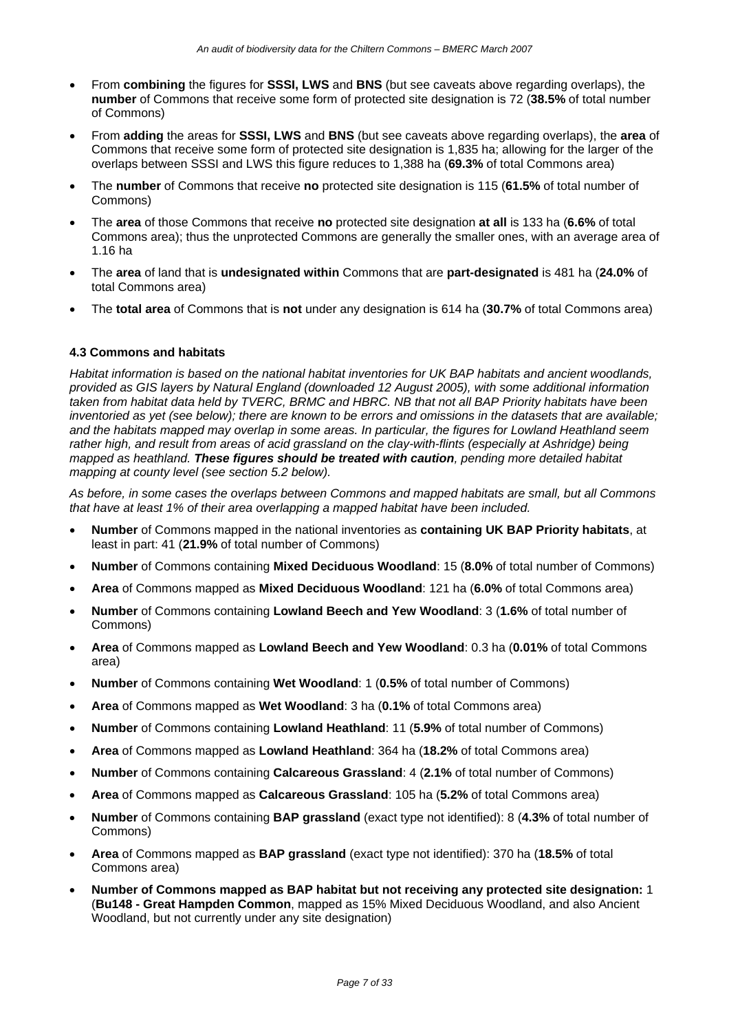- From **combining** the figures for **SSSI, LWS** and **BNS** (but see caveats above regarding overlaps), the **number** of Commons that receive some form of protected site designation is 72 (**38.5%** of total number of Commons)
- From **adding** the areas for **SSSI, LWS** and **BNS** (but see caveats above regarding overlaps), the **area** of Commons that receive some form of protected site designation is 1,835 ha; allowing for the larger of the overlaps between SSSI and LWS this figure reduces to 1,388 ha (**69.3%** of total Commons area)
- The **number** of Commons that receive **no** protected site designation is 115 (**61.5%** of total number of Commons)
- The **area** of those Commons that receive **no** protected site designation **at all** is 133 ha (**6.6%** of total Commons area); thus the unprotected Commons are generally the smaller ones, with an average area of 1.16 ha
- The **area** of land that is **undesignated within** Commons that are **part-designated** is 481 ha (**24.0%** of total Commons area)
- The **total area** of Commons that is **not** under any designation is 614 ha (**30.7%** of total Commons area)

### 4.3 Commons and habitats

*Habitat information is based on the national habitat inventories for UK BAP habitats and ancient woodlands, provided as GIS layers by Natural England (downloaded 12 August 2005), with some additional information taken from habitat data held by TVERC, BRMC and HBRC. NB that not all BAP Priority habitats have been inventoried as yet (see below); there are known to be errors and omissions in the datasets that are available; and the habitats mapped may overlap in some areas. In particular, the figures for Lowland Heathland seem rather high, and result from areas of acid grassland on the clay-with-flints (especially at Ashridge) being mapped as heathland.* ***These figures should be treated with caution****, pending more detailed habitat mapping at county level (see section 5.2 below).*

*As before, in some cases the overlaps between Commons and mapped habitats are small, but all Commons that have at least 1% of their area overlapping a mapped habitat have been included.*

- **Number** of Commons mapped in the national inventories as **containing UK BAP Priority habitats**, at least in part: 41 (**21.9%** of total number of Commons)
- **Number** of Commons containing **Mixed Deciduous Woodland**: 15 (**8.0%** of total number of Commons)
- **Area** of Commons mapped as **Mixed Deciduous Woodland**: 121 ha (**6.0%** of total Commons area)
- **Number** of Commons containing **Lowland Beech and Yew Woodland**: 3 (**1.6%** of total number of Commons)
- **Area** of Commons mapped as **Lowland Beech and Yew Woodland**: 0.3 ha (**0.01%** of total Commons area)
- **Number** of Commons containing **Wet Woodland**: 1 (**0.5%** of total number of Commons)
- **Area** of Commons mapped as **Wet Woodland**: 3 ha (**0.1%** of total Commons area)
- **Number** of Commons containing **Lowland Heathland**: 11 (**5.9%** of total number of Commons)
- **Area** of Commons mapped as **Lowland Heathland**: 364 ha (**18.2%** of total Commons area)
- **Number** of Commons containing **Calcareous Grassland**: 4 (**2.1%** of total number of Commons)
- **Area** of Commons mapped as **Calcareous Grassland**: 105 ha (**5.2%** of total Commons area)
- **Number** of Commons containing **BAP grassland** (exact type not identified): 8 (**4.3%** of total number of Commons)
- **Area** of Commons mapped as **BAP grassland** (exact type not identified): 370 ha (**18.5%** of total Commons area)
- **Number of Commons mapped as BAP habitat but not receiving any protected site designation:** 1 (**Bu148 - Great Hampden Common**, mapped as 15% Mixed Deciduous Woodland, and also Ancient Woodland, but not currently under any site designation)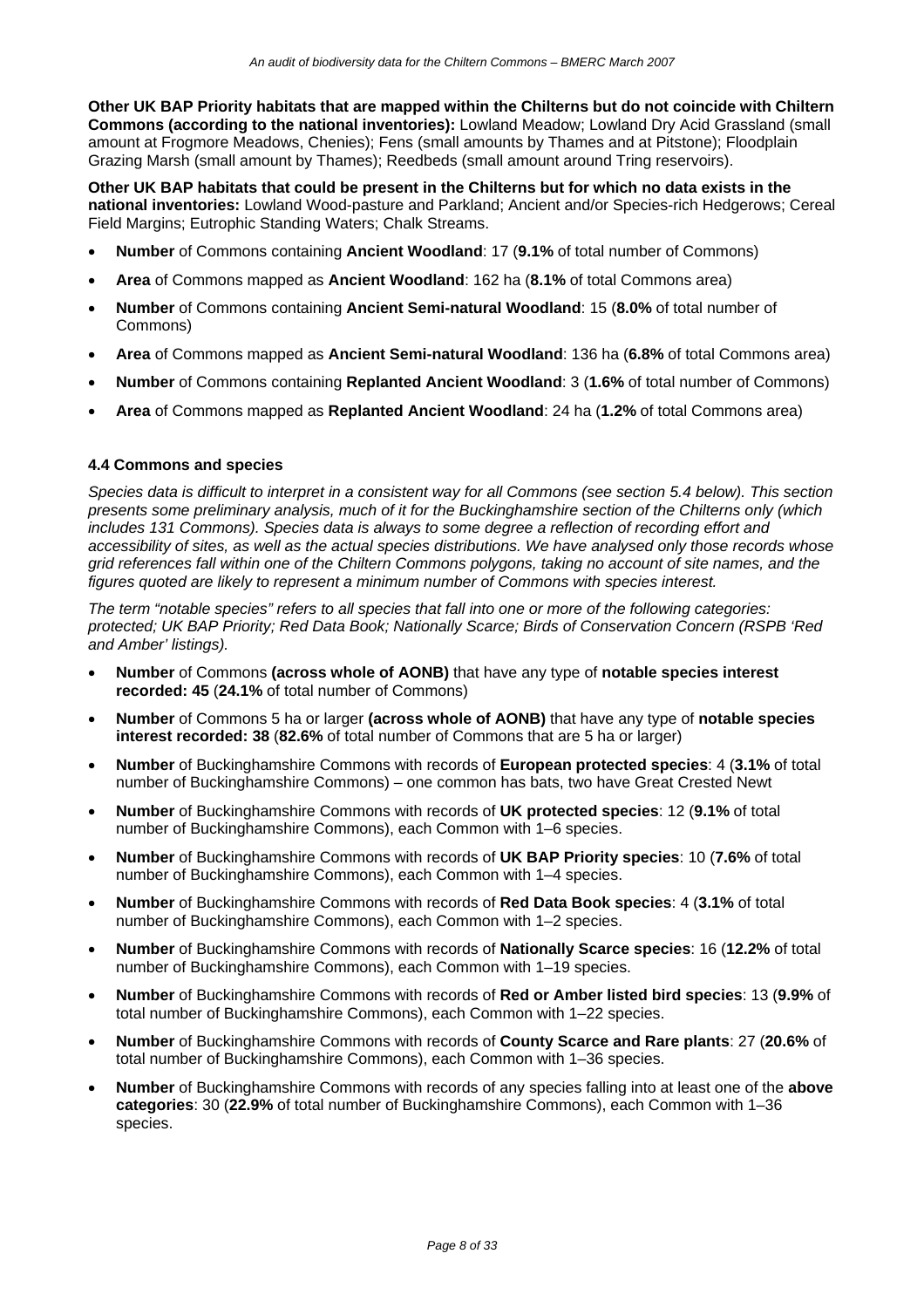**Other UK BAP Priority habitats that are mapped within the Chilterns but do not coincide with Chiltern Commons (according to the national inventories):** Lowland Meadow; Lowland Dry Acid Grassland (small amount at Frogmore Meadows, Chenies); Fens (small amounts by Thames and at Pitstone); Floodplain Grazing Marsh (small amount by Thames); Reedbeds (small amount around Tring reservoirs).

**Other UK BAP habitats that could be present in the Chilterns but for which no data exists in the national inventories:** Lowland Wood-pasture and Parkland; Ancient and/or Species-rich Hedgerows; Cereal Field Margins; Eutrophic Standing Waters; Chalk Streams.

- **Number** of Commons containing **Ancient Woodland**: 17 (**9.1%** of total number of Commons)
- **Area** of Commons mapped as **Ancient Woodland**: 162 ha (**8.1%** of total Commons area)
- **Number** of Commons containing **Ancient Semi-natural Woodland**: 15 (**8.0%** of total number of Commons)
- **Area** of Commons mapped as **Ancient Semi-natural Woodland**: 136 ha (**6.8%** of total Commons area)
- **Number** of Commons containing **Replanted Ancient Woodland**: 3 (**1.6%** of total number of Commons)
- **Area** of Commons mapped as **Replanted Ancient Woodland**: 24 ha (**1.2%** of total Commons area)

### 4.4 Commons and species

*Species data is difficult to interpret in a consistent way for all Commons (see section 5.4 below). This section presents some preliminary analysis, much of it for the Buckinghamshire section of the Chilterns only (which includes 131 Commons). Species data is always to some degree a reflection of recording effort and accessibility of sites, as well as the actual species distributions. We have analysed only those records whose grid references fall within one of the Chiltern Commons polygons, taking no account of site names, and the figures quoted are likely to represent a minimum number of Commons with species interest.*

*The term "notable species" refers to all species that fall into one or more of the following categories: protected; UK BAP Priority; Red Data Book; Nationally Scarce; Birds of Conservation Concern (RSPB 'Red and Amber' listings).*

- **Number** of Commons **(across whole of AONB)** that have any type of **notable species interest recorded: 45** (**24.1%** of total number of Commons)
- **Number** of Commons 5 ha or larger **(across whole of AONB)** that have any type of **notable species interest recorded: 38** (**82.6%** of total number of Commons that are 5 ha or larger)
- **Number** of Buckinghamshire Commons with records of **European protected species**: 4 (**3.1%** of total number of Buckinghamshire Commons) – one common has bats, two have Great Crested Newt
- **Number** of Buckinghamshire Commons with records of **UK protected species**: 12 (**9.1%** of total number of Buckinghamshire Commons), each Common with 1–6 species.
- **Number** of Buckinghamshire Commons with records of **UK BAP Priority species**: 10 (**7.6%** of total number of Buckinghamshire Commons), each Common with 1–4 species.
- **Number** of Buckinghamshire Commons with records of **Red Data Book species**: 4 (**3.1%** of total number of Buckinghamshire Commons), each Common with 1–2 species.
- **Number** of Buckinghamshire Commons with records of **Nationally Scarce species**: 16 (**12.2%** of total number of Buckinghamshire Commons), each Common with 1–19 species.
- **Number** of Buckinghamshire Commons with records of **Red or Amber listed bird species**: 13 (**9.9%** of total number of Buckinghamshire Commons), each Common with 1–22 species.
- **Number** of Buckinghamshire Commons with records of **County Scarce and Rare plants**: 27 (**20.6%** of total number of Buckinghamshire Commons), each Common with 1–36 species.
- **Number** of Buckinghamshire Commons with records of any species falling into at least one of the **above categories**: 30 (**22.9%** of total number of Buckinghamshire Commons), each Common with 1–36 species.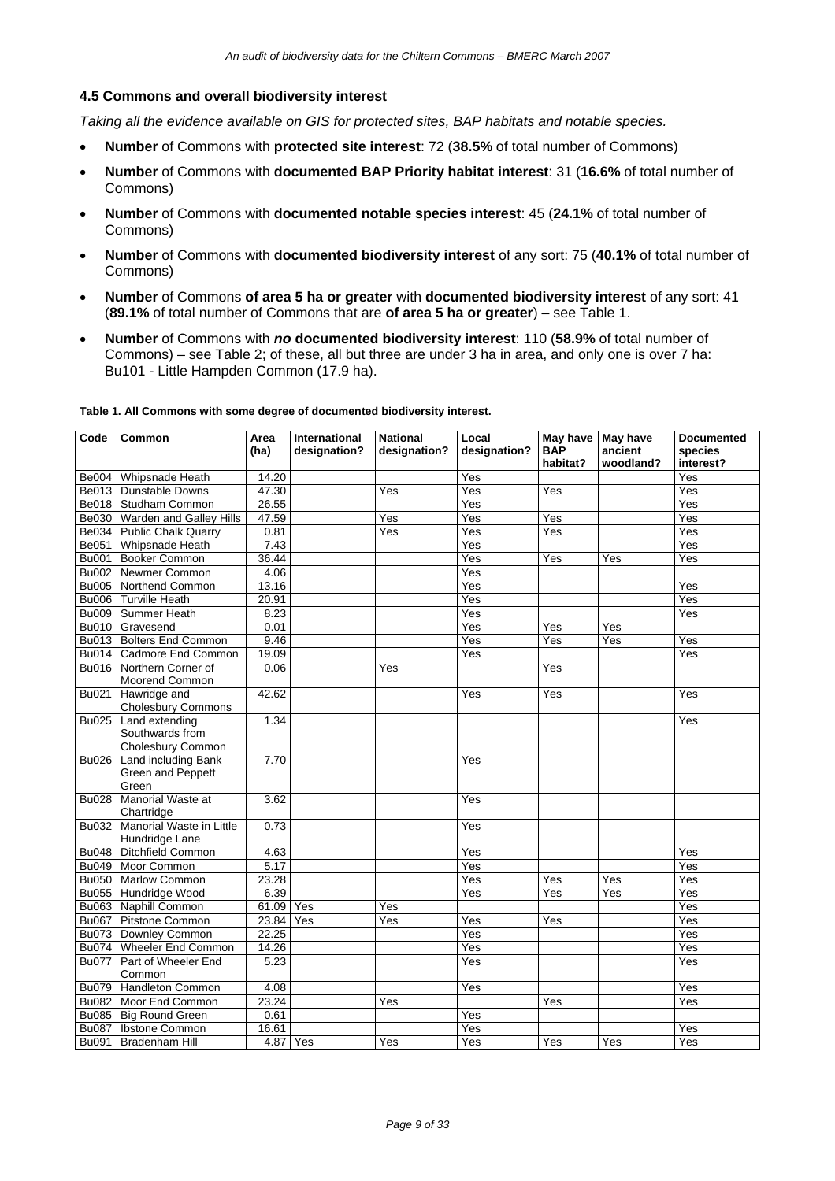### 4.5 Commons and overall biodiversity interest

*Taking all the evidence available on GIS for protected sites, BAP habitats and notable species.*

- **Number** of Commons with **protected site interest**: 72 (**38.5%** of total number of Commons)
- **Number** of Commons with **documented BAP Priority habitat interest**: 31 (**16.6%** of total number of Commons)
- **Number** of Commons with **documented notable species interest**: 45 (**24.1%** of total number of Commons)
- **Number** of Commons with **documented biodiversity interest** of any sort: 75 (**40.1%** of total number of Commons)
- **Number** of Commons **of area 5 ha or greater** with **documented biodiversity interest** of any sort: 41 (**89.1%** of total number of Commons that are **of area 5 ha or greater**) – see Table 1.
- **Number** of Commons with ***no*** **documented biodiversity interest**: 110 (**58.9%** of total number of Commons) – see Table 2; of these, all but three are under 3 ha in area, and only one is over 7 ha: Bu101 - Little Hampden Common (17.9 ha).

**Table 1. All Commons with some degree of documented biodiversity interest.**

| Code | Common | Area (ha) | International designation? | National designation? | Local designation? | May have BAP habitat? | May have ancient woodland? | Documented species interest? |
|---|---|---|---|---|---|---|---|---|
| Be004 | Whipsnade Heath | 14.20 | | | Yes | | | Yes |
| Be013 | Dunstable Downs | 47.30 | | Yes | Yes | Yes | | Yes |
| Be018 | Studham Common | 26.55 | | | Yes | | | Yes |
| Be030 | Warden and Galley Hills | 47.59 | | Yes | Yes | Yes | | Yes |
| Be034 | Public Chalk Quarry | 0.81 | | Yes | Yes | Yes | | Yes |
| Be051 | Whipsnade Heath | 7.43 | | | Yes | | | Yes |
| Bu001 | Booker Common | 36.44 | | | Yes | Yes | Yes | Yes |
| Bu002 | Newmer Common | 4.06 | | | Yes | | | |
| Bu005 | Northend Common | 13.16 | | | Yes | | | Yes |
| Bu006 | Turville Heath | 20.91 | | | Yes | | | Yes |
| Bu009 | Summer Heath | 8.23 | | | Yes | | | Yes |
| Bu010 | Gravesend | 0.01 | | | Yes | Yes | Yes | |
| Bu013 | Bolters End Common | 9.46 | | | Yes | Yes | Yes | Yes |
| Bu014 | Cadmore End Common | 19.09 | | | Yes | | | Yes |
| Bu016 | Northern Corner of Moorend Common | 0.06 | | Yes | | Yes | | |
| Bu021 | Hawridge and Cholesbury Commons | 42.62 | | | Yes | Yes | | Yes |
| Bu025 | Land extending Southwards from Cholesbury Common | 1.34 | | | | | | Yes |
| Bu026 | Land including Bank Green and Peppett Green | 7.70 | | | Yes | | | |
| Bu028 | Manorial Waste at Chartridge | 3.62 | | | Yes | | | |
| Bu032 | Manorial Waste in Little Hundridge Lane | 0.73 | | | Yes | | | |
| Bu048 | Ditchfield Common | 4.63 | | | Yes | | | Yes |
| Bu049 | Moor Common | 5.17 | | | Yes | | | Yes |
| Bu050 | Marlow Common | 23.28 | | | Yes | Yes | Yes | Yes |
| Bu055 | Hundridge Wood | 6.39 | | | Yes | Yes | Yes | Yes |
| Bu063 | Naphill Common | 61.09 | Yes | Yes | | | | Yes |
| Bu067 | Pitstone Common | 23.84 | Yes | Yes | Yes | Yes | | Yes |
| Bu073 | Downley Common | 22.25 | | | Yes | | | Yes |
| Bu074 | Wheeler End Common | 14.26 | | | Yes | | | Yes |
| Bu077 | Part of Wheeler End Common | 5.23 | | | Yes | | | Yes |
| Bu079 | Handleton Common | 4.08 | | | Yes | | | Yes |
| Bu082 | Moor End Common | 23.24 | | Yes | | Yes | | Yes |
| Bu085 | Big Round Green | 0.61 | | | Yes | | | |
| Bu087 | Ibstone Common | 16.61 | | | Yes | | | Yes |
| Bu091 | Bradenham Hill | 4.87 | Yes | Yes | Yes | Yes | Yes | Yes |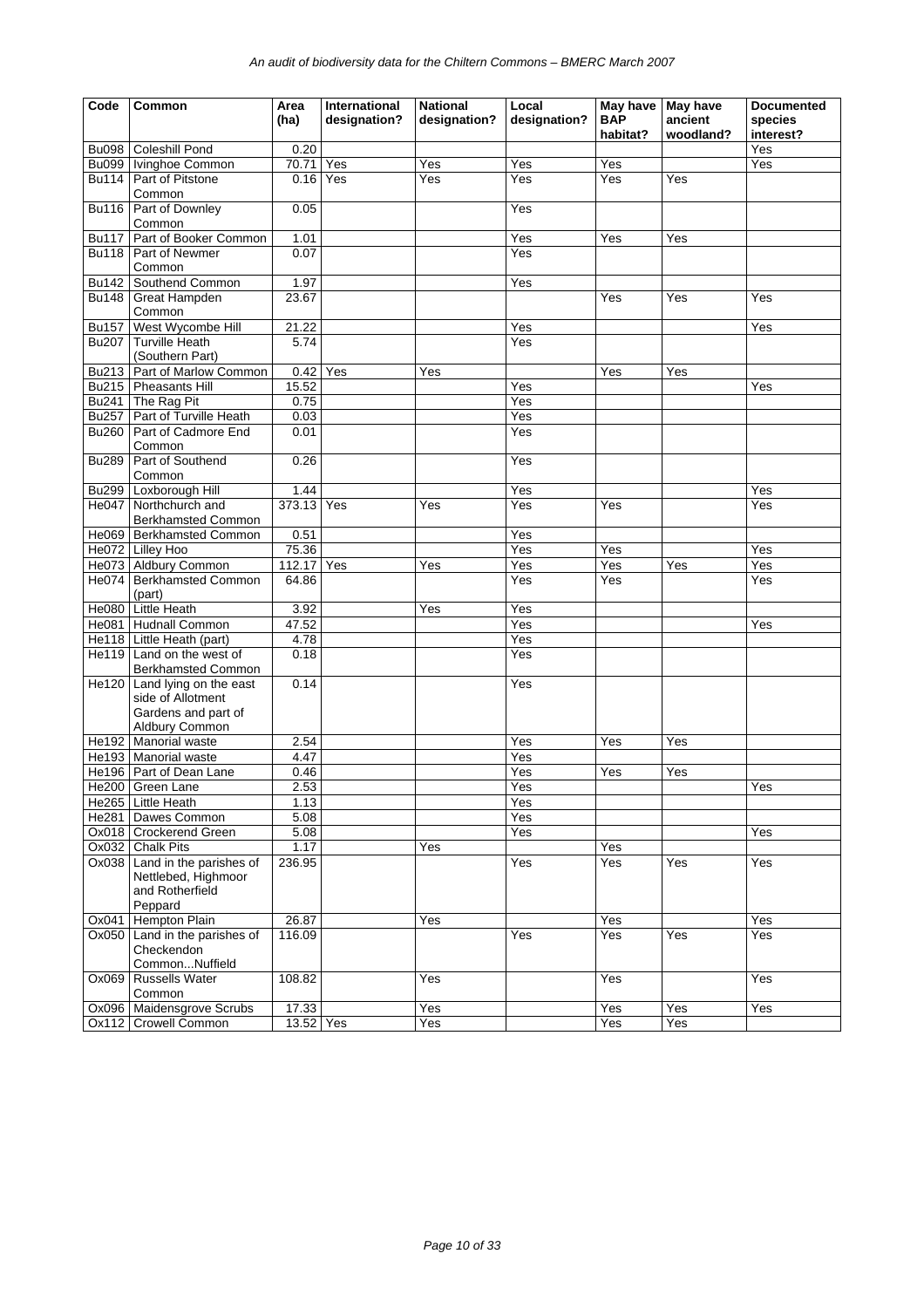| Code | Common | Area (ha) | International designation? | National designation? | Local designation? | May have BAP habitat? | May have ancient woodland? | Documented species interest? |
|---|---|---|---|---|---|---|---|---|
| Bu098 | Coleshill Pond | 0.20 | | | | | | Yes |
| Bu099 | Ivinghoe Common | 70.71 | Yes | Yes | Yes | Yes | | Yes |
| Bu114 | Part of Pitstone Common | 0.16 | Yes | Yes | Yes | Yes | Yes | |
| Bu116 | Part of Downley Common | 0.05 | | | Yes | | | |
| Bu117 | Part of Booker Common | 1.01 | | | Yes | Yes | Yes | |
| Bu118 | Part of Newmer Common | 0.07 | | | Yes | | | |
| Bu142 | Southend Common | 1.97 | | | Yes | | | |
| Bu148 | Great Hampden Common | 23.67 | | | | Yes | Yes | Yes |
| Bu157 | West Wycombe Hill | 21.22 | | | Yes | | | Yes |
| Bu207 | Turville Heath (Southern Part) | 5.74 | | | Yes | | | |
| Bu213 | Part of Marlow Common | 0.42 | Yes | Yes | | Yes | Yes | |
| Bu215 | Pheasants Hill | 15.52 | | | Yes | | | Yes |
| Bu241 | The Rag Pit | 0.75 | | | Yes | | | |
| Bu257 | Part of Turville Heath | 0.03 | | | Yes | | | |
| Bu260 | Part of Cadmore End Common | 0.01 | | | Yes | | | |
| Bu289 | Part of Southend Common | 0.26 | | | Yes | | | |
| Bu299 | Loxborough Hill | 1.44 | | | Yes | | | Yes |
| He047 | Northchurch and Berkhamsted Common | 373.13 | Yes | Yes | Yes | Yes | | Yes |
| He069 | Berkhamsted Common | 0.51 | | | Yes | | | |
| He072 | Lilley Hoo | 75.36 | | | Yes | Yes | | Yes |
| He073 | Aldbury Common | 112.17 | Yes | Yes | Yes | Yes | Yes | Yes |
| He074 | Berkhamsted Common (part) | 64.86 | | | Yes | Yes | | Yes |
| He080 | Little Heath | 3.92 | | Yes | Yes | | | |
| He081 | Hudnall Common | 47.52 | | | Yes | | | Yes |
| He118 | Little Heath (part) | 4.78 | | | Yes | | | |
| He119 | Land on the west of Berkhamsted Common | 0.18 | | | Yes | | | |
| He120 | Land lying on the east side of Allotment Gardens and part of Aldbury Common | 0.14 | | | Yes | | | |
| He192 | Manorial waste | 2.54 | | | Yes | Yes | Yes | |
| He193 | Manorial waste | 4.47 | | | Yes | | | |
| He196 | Part of Dean Lane | 0.46 | | | Yes | Yes | Yes | |
| He200 | Green Lane | 2.53 | | | Yes | | | Yes |
| He265 | Little Heath | 1.13 | | | Yes | | | |
| He281 | Dawes Common | 5.08 | | | Yes | | | |
| Ox018 | Crockerend Green | 5.08 | | | Yes | | | Yes |
| Ox032 | Chalk Pits | 1.17 | | Yes | | Yes | | |
| Ox038 | Land in the parishes of Nettlebed, Highmoor and Rotherfield Peppard | 236.95 | | | Yes | Yes | Yes | Yes |
| Ox041 | Hempton Plain | 26.87 | | Yes | | Yes | | Yes |
| Ox050 | Land in the parishes of Checkendon Common...Nuffield | 116.09 | | | Yes | Yes | Yes | Yes |
| Ox069 | Russells Water Common | 108.82 | | Yes | | Yes | | Yes |
| Ox096 | Maidensgrove Scrubs | 17.33 | | Yes | | Yes | Yes | Yes |
| Ox112 | Crowell Common | 13.52 | Yes | Yes | | Yes | Yes | |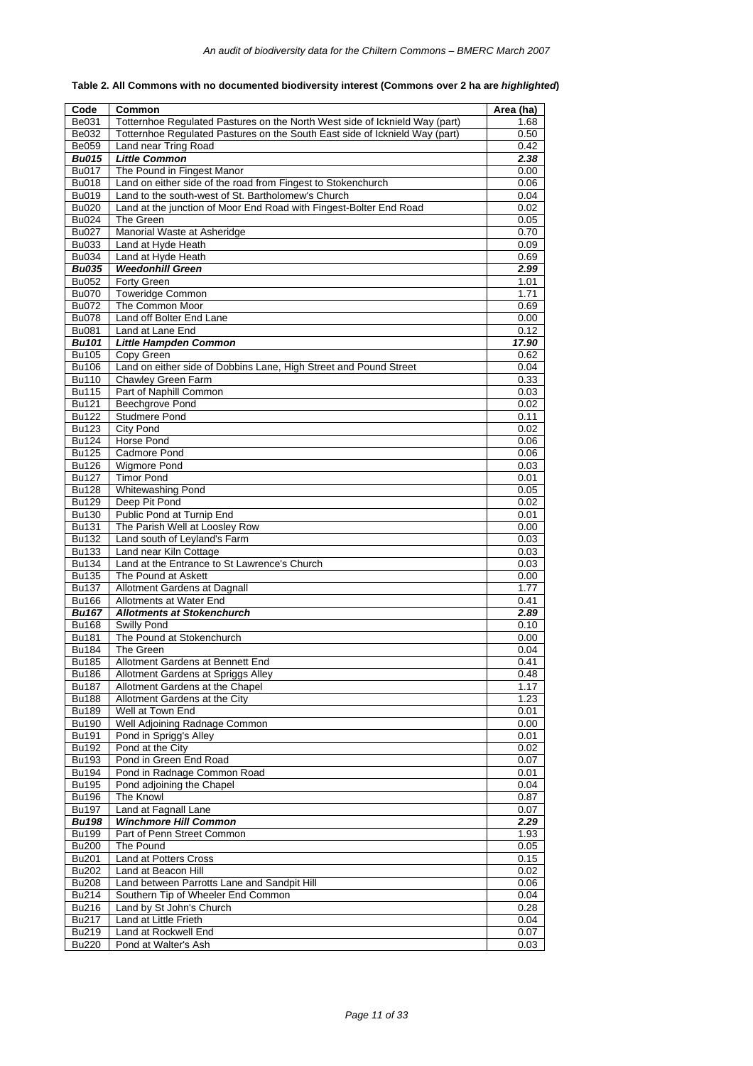**Table 2. All Commons with no documented biodiversity interest (Commons over 2 ha are *highlighted*)**

| Code | Common | Area (ha) |
|---|---|---|
| Be031 | Totternhoe Regulated Pastures on the North West side of Icknield Way (part) | 1.68 |
| Be032 | Totternhoe Regulated Pastures on the South East side of Icknield Way (part) | 0.50 |
| Be059 | Land near Tring Road | 0.42 |
| ***Bu015*** | ***Little Common*** | ***2.38*** |
| Bu017 | The Pound in Fingest Manor | 0.00 |
| Bu018 | Land on either side of the road from Fingest to Stokenchurch | 0.06 |
| Bu019 | Land to the south-west of St. Bartholomew's Church | 0.04 |
| Bu020 | Land at the junction of Moor End Road with Fingest-Bolter End Road | 0.02 |
| Bu024 | The Green | 0.05 |
| Bu027 | Manorial Waste at Asheridge | 0.70 |
| Bu033 | Land at Hyde Heath | 0.09 |
| Bu034 | Land at Hyde Heath | 0.69 |
| ***Bu035*** | ***Weedonhill Green*** | ***2.99*** |
| Bu052 | Forty Green | 1.01 |
| Bu070 | Toweridge Common | 1.71 |
| Bu072 | The Common Moor | 0.69 |
| Bu078 | Land off Bolter End Lane | 0.00 |
| Bu081 | Land at Lane End | 0.12 |
| ***Bu101*** | ***Little Hampden Common*** | ***17.90*** |
| Bu105 | Copy Green | 0.62 |
| Bu106 | Land on either side of Dobbins Lane, High Street and Pound Street | 0.04 |
| Bu110 | Chawley Green Farm | 0.33 |
| Bu115 | Part of Naphill Common | 0.03 |
| Bu121 | Beechgrove Pond | 0.02 |
| Bu122 | Studmere Pond | 0.11 |
| Bu123 | City Pond | 0.02 |
| Bu124 | Horse Pond | 0.06 |
| Bu125 | Cadmore Pond | 0.06 |
| Bu126 | Wigmore Pond | 0.03 |
| Bu127 | Timor Pond | 0.01 |
| Bu128 | Whitewashing Pond | 0.05 |
| Bu129 | Deep Pit Pond | 0.02 |
| Bu130 | Public Pond at Turnip End | 0.01 |
| Bu131 | The Parish Well at Loosley Row | 0.00 |
| Bu132 | Land south of Leyland's Farm | 0.03 |
| Bu133 | Land near Kiln Cottage | 0.03 |
| Bu134 | Land at the Entrance to St Lawrence's Church | 0.03 |
| Bu135 | The Pound at Askett | 0.00 |
| Bu137 | Allotment Gardens at Dagnall | 1.77 |
| Bu166 | Allotments at Water End | 0.41 |
| ***Bu167*** | ***Allotments at Stokenchurch*** | ***2.89*** |
| Bu168 | Swilly Pond | 0.10 |
| Bu181 | The Pound at Stokenchurch | 0.00 |
| Bu184 | The Green | 0.04 |
| Bu185 | Allotment Gardens at Bennett End | 0.41 |
| Bu186 | Allotment Gardens at Spriggs Alley | 0.48 |
| Bu187 | Allotment Gardens at the Chapel | 1.17 |
| Bu188 | Allotment Gardens at the City | 1.23 |
| Bu189 | Well at Town End | 0.01 |
| Bu190 | Well Adjoining Radnage Common | 0.00 |
| Bu191 | Pond in Sprigg's Alley | 0.01 |
| Bu192 | Pond at the City | 0.02 |
| Bu193 | Pond in Green End Road | 0.07 |
| Bu194 | Pond in Radnage Common Road | 0.01 |
| Bu195 | Pond adjoining the Chapel | 0.04 |
| Bu196 | The Knowl | 0.87 |
| Bu197 | Land at Fagnall Lane | 0.07 |
| ***Bu198*** | ***Winchmore Hill Common*** | ***2.29*** |
| Bu199 | Part of Penn Street Common | 1.93 |
| Bu200 | The Pound | 0.05 |
| Bu201 | Land at Potters Cross | 0.15 |
| Bu202 | Land at Beacon Hill | 0.02 |
| Bu208 | Land between Parrotts Lane and Sandpit Hill | 0.06 |
| Bu214 | Southern Tip of Wheeler End Common | 0.04 |
| Bu216 | Land by St John's Church | 0.28 |
| Bu217 | Land at Little Frieth | 0.04 |
| Bu219 | Land at Rockwell End | 0.07 |
| Bu220 | Pond at Walter's Ash | 0.03 |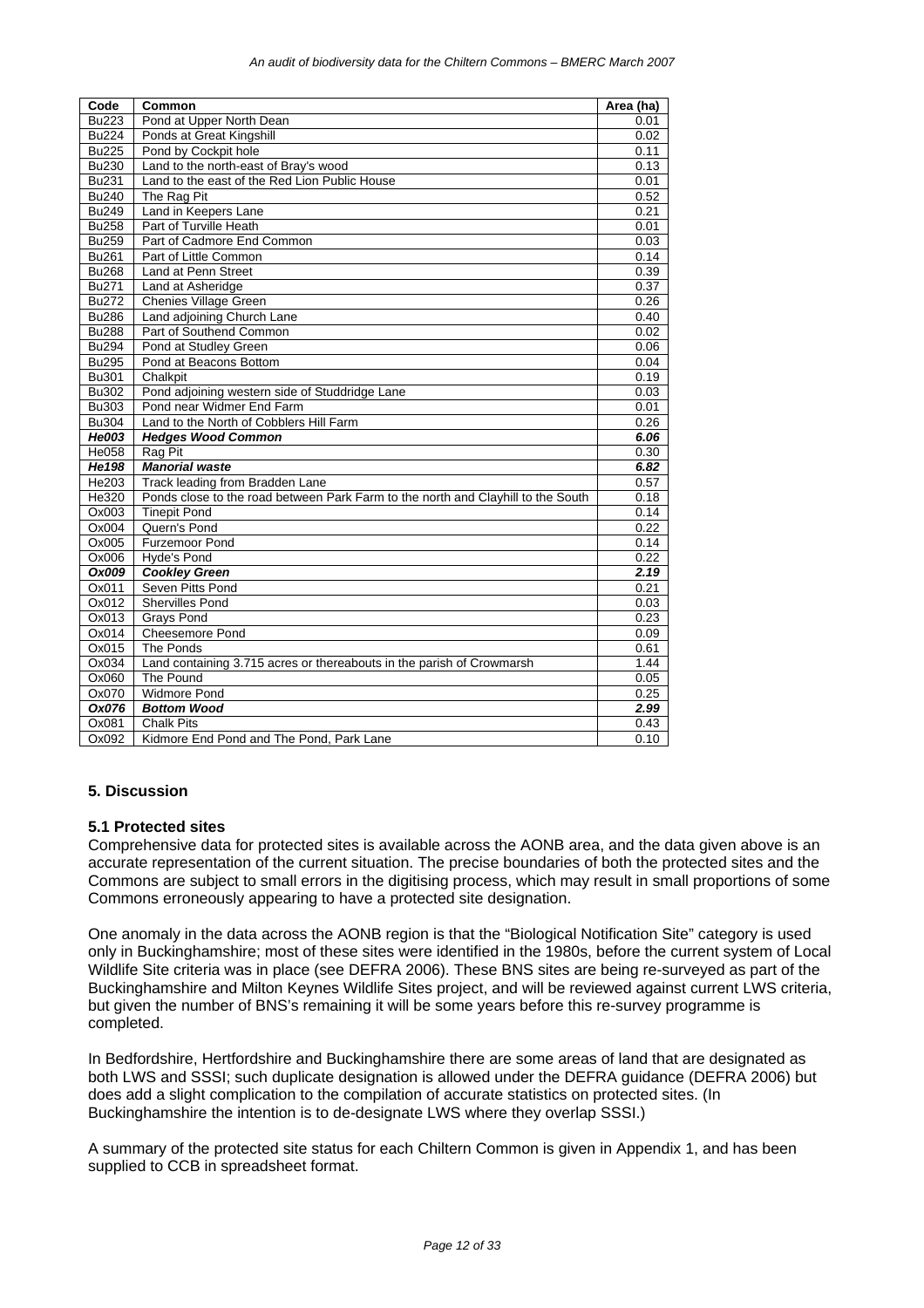| Code | Common | Area (ha) |
|---|---|---|
| Bu223 | Pond at Upper North Dean | 0.01 |
| Bu224 | Ponds at Great Kingshill | 0.02 |
| Bu225 | Pond by Cockpit hole | 0.11 |
| Bu230 | Land to the north-east of Bray's wood | 0.13 |
| Bu231 | Land to the east of the Red Lion Public House | 0.01 |
| Bu240 | The Rag Pit | 0.52 |
| Bu249 | Land in Keepers Lane | 0.21 |
| Bu258 | Part of Turville Heath | 0.01 |
| Bu259 | Part of Cadmore End Common | 0.03 |
| Bu261 | Part of Little Common | 0.14 |
| Bu268 | Land at Penn Street | 0.39 |
| Bu271 | Land at Asheridge | 0.37 |
| Bu272 | Chenies Village Green | 0.26 |
| Bu286 | Land adjoining Church Lane | 0.40 |
| Bu288 | Part of Southend Common | 0.02 |
| Bu294 | Pond at Studley Green | 0.06 |
| Bu295 | Pond at Beacons Bottom | 0.04 |
| Bu301 | Chalkpit | 0.19 |
| Bu302 | Pond adjoining western side of Studdridge Lane | 0.03 |
| Bu303 | Pond near Widmer End Farm | 0.01 |
| Bu304 | Land to the North of Cobblers Hill Farm | 0.26 |
| ***He003*** | ***Hedges Wood Common*** | ***6.06*** |
| He058 | Rag Pit | 0.30 |
| ***He198*** | ***Manorial waste*** | ***6.82*** |
| He203 | Track leading from Bradden Lane | 0.57 |
| He320 | Ponds close to the road between Park Farm to the north and Clayhill to the South | 0.18 |
| Ox003 | Tinepit Pond | 0.14 |
| Ox004 | Quern's Pond | 0.22 |
| Ox005 | Furzemoor Pond | 0.14 |
| Ox006 | Hyde's Pond | 0.22 |
| ***Ox009*** | ***Cookley Green*** | ***2.19*** |
| Ox011 | Seven Pitts Pond | 0.21 |
| Ox012 | Shervilles Pond | 0.03 |
| Ox013 | Grays Pond | 0.23 |
| Ox014 | Cheesemore Pond | 0.09 |
| Ox015 | The Ponds | 0.61 |
| Ox034 | Land containing 3.715 acres or thereabouts in the parish of Crowmarsh | 1.44 |
| Ox060 | The Pound | 0.05 |
| Ox070 | Widmore Pond | 0.25 |
| ***Ox076*** | ***Bottom Wood*** | ***2.99*** |
| Ox081 | Chalk Pits | 0.43 |
| Ox092 | Kidmore End Pond and The Pond, Park Lane | 0.10 |

## 5. Discussion

### 5.1 Protected sites

Comprehensive data for protected sites is available across the AONB area, and the data given above is an accurate representation of the current situation. The precise boundaries of both the protected sites and the Commons are subject to small errors in the digitising process, which may result in small proportions of some Commons erroneously appearing to have a protected site designation.

One anomaly in the data across the AONB region is that the "Biological Notification Site" category is used only in Buckinghamshire; most of these sites were identified in the 1980s, before the current system of Local Wildlife Site criteria was in place (see DEFRA 2006). These BNS sites are being re-surveyed as part of the Buckinghamshire and Milton Keynes Wildlife Sites project, and will be reviewed against current LWS criteria, but given the number of BNS's remaining it will be some years before this re-survey programme is completed.

In Bedfordshire, Hertfordshire and Buckinghamshire there are some areas of land that are designated as both LWS and SSSI; such duplicate designation is allowed under the DEFRA guidance (DEFRA 2006) but does add a slight complication to the compilation of accurate statistics on protected sites. (In Buckinghamshire the intention is to de-designate LWS where they overlap SSSI.)

A summary of the protected site status for each Chiltern Common is given in Appendix 1, and has been supplied to CCB in spreadsheet format.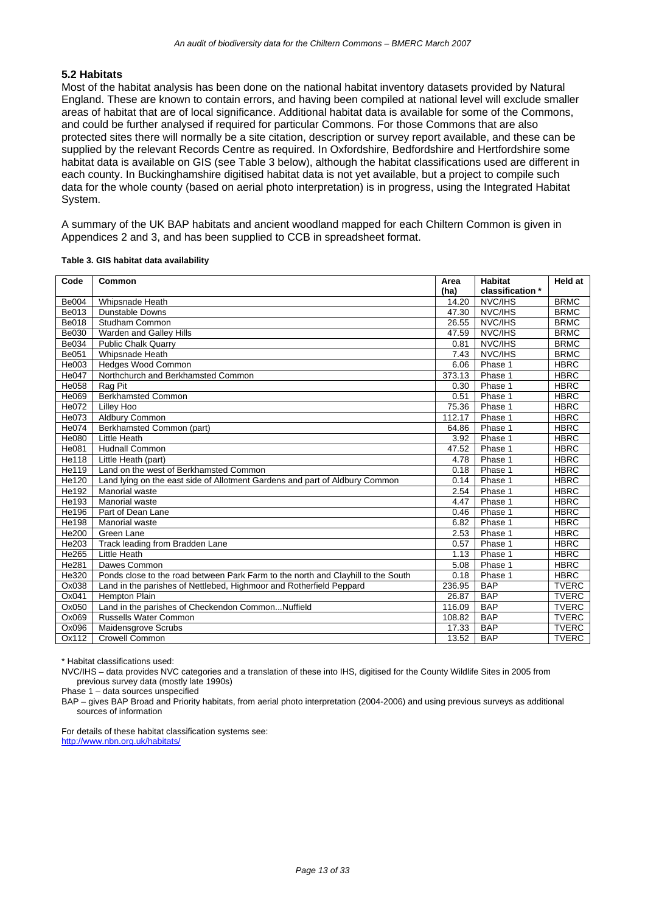## 5.2 Habitats

Most of the habitat analysis has been done on the national habitat inventory datasets provided by Natural England. These are known to contain errors, and having been compiled at national level will exclude smaller areas of habitat that are of local significance. Additional habitat data is available for some of the Commons, and could be further analysed if required for particular Commons. For those Commons that are also protected sites there will normally be a site citation, description or survey report available, and these can be supplied by the relevant Records Centre as required. In Oxfordshire, Bedfordshire and Hertfordshire some habitat data is available on GIS (see Table 3 below), although the habitat classifications used are different in each county. In Buckinghamshire digitised habitat data is not yet available, but a project to compile such data for the whole county (based on aerial photo interpretation) is in progress, using the Integrated Habitat System.

A summary of the UK BAP habitats and ancient woodland mapped for each Chiltern Common is given in Appendices 2 and 3, and has been supplied to CCB in spreadsheet format.

**Table 3. GIS habitat data availability**

| Code | Common | Area (ha) | Habitat classification * | Held at |
|---|---|---|---|---|
| Be004 | Whipsnade Heath | 14.20 | NVC/IHS | BRMC |
| Be013 | Dunstable Downs | 47.30 | NVC/IHS | BRMC |
| Be018 | Studham Common | 26.55 | NVC/IHS | BRMC |
| Be030 | Warden and Galley Hills | 47.59 | NVC/IHS | BRMC |
| Be034 | Public Chalk Quarry | 0.81 | NVC/IHS | BRMC |
| Be051 | Whipsnade Heath | 7.43 | NVC/IHS | BRMC |
| He003 | Hedges Wood Common | 6.06 | Phase 1 | HBRC |
| He047 | Northchurch and Berkhamsted Common | 373.13 | Phase 1 | HBRC |
| He058 | Rag Pit | 0.30 | Phase 1 | HBRC |
| He069 | Berkhamsted Common | 0.51 | Phase 1 | HBRC |
| He072 | Lilley Hoo | 75.36 | Phase 1 | HBRC |
| He073 | Aldbury Common | 112.17 | Phase 1 | HBRC |
| He074 | Berkhamsted Common (part) | 64.86 | Phase 1 | HBRC |
| He080 | Little Heath | 3.92 | Phase 1 | HBRC |
| He081 | Hudnall Common | 47.52 | Phase 1 | HBRC |
| He118 | Little Heath (part) | 4.78 | Phase 1 | HBRC |
| He119 | Land on the west of Berkhamsted Common | 0.18 | Phase 1 | HBRC |
| He120 | Land lying on the east side of Allotment Gardens and part of Aldbury Common | 0.14 | Phase 1 | HBRC |
| He192 | Manorial waste | 2.54 | Phase 1 | HBRC |
| He193 | Manorial waste | 4.47 | Phase 1 | HBRC |
| He196 | Part of Dean Lane | 0.46 | Phase 1 | HBRC |
| He198 | Manorial waste | 6.82 | Phase 1 | HBRC |
| He200 | Green Lane | 2.53 | Phase 1 | HBRC |
| He203 | Track leading from Bradden Lane | 0.57 | Phase 1 | HBRC |
| He265 | Little Heath | 1.13 | Phase 1 | HBRC |
| He281 | Dawes Common | 5.08 | Phase 1 | HBRC |
| He320 | Ponds close to the road between Park Farm to the north and Clayhill to the South | 0.18 | Phase 1 | HBRC |
| Ox038 | Land in the parishes of Nettlebed, Highmoor and Rotherfield Peppard | 236.95 | BAP | TVERC |
| Ox041 | Hempton Plain | 26.87 | BAP | TVERC |
| Ox050 | Land in the parishes of Checkendon Common...Nuffield | 116.09 | BAP | TVERC |
| Ox069 | Russells Water Common | 108.82 | BAP | TVERC |
| Ox096 | Maidensgrove Scrubs | 17.33 | BAP | TVERC |
| Ox112 | Crowell Common | 13.52 | BAP | TVERC |

\* Habitat classifications used:

NVC/IHS – data provides NVC categories and a translation of these into IHS, digitised for the County Wildlife Sites in 2005 from previous survey data (mostly late 1990s)

Phase 1 – data sources unspecified

BAP – gives BAP Broad and Priority habitats, from aerial photo interpretation (2004-2006) and using previous surveys as additional sources of information

For details of these habitat classification systems see:
http://www.nbn.org.uk/habitats/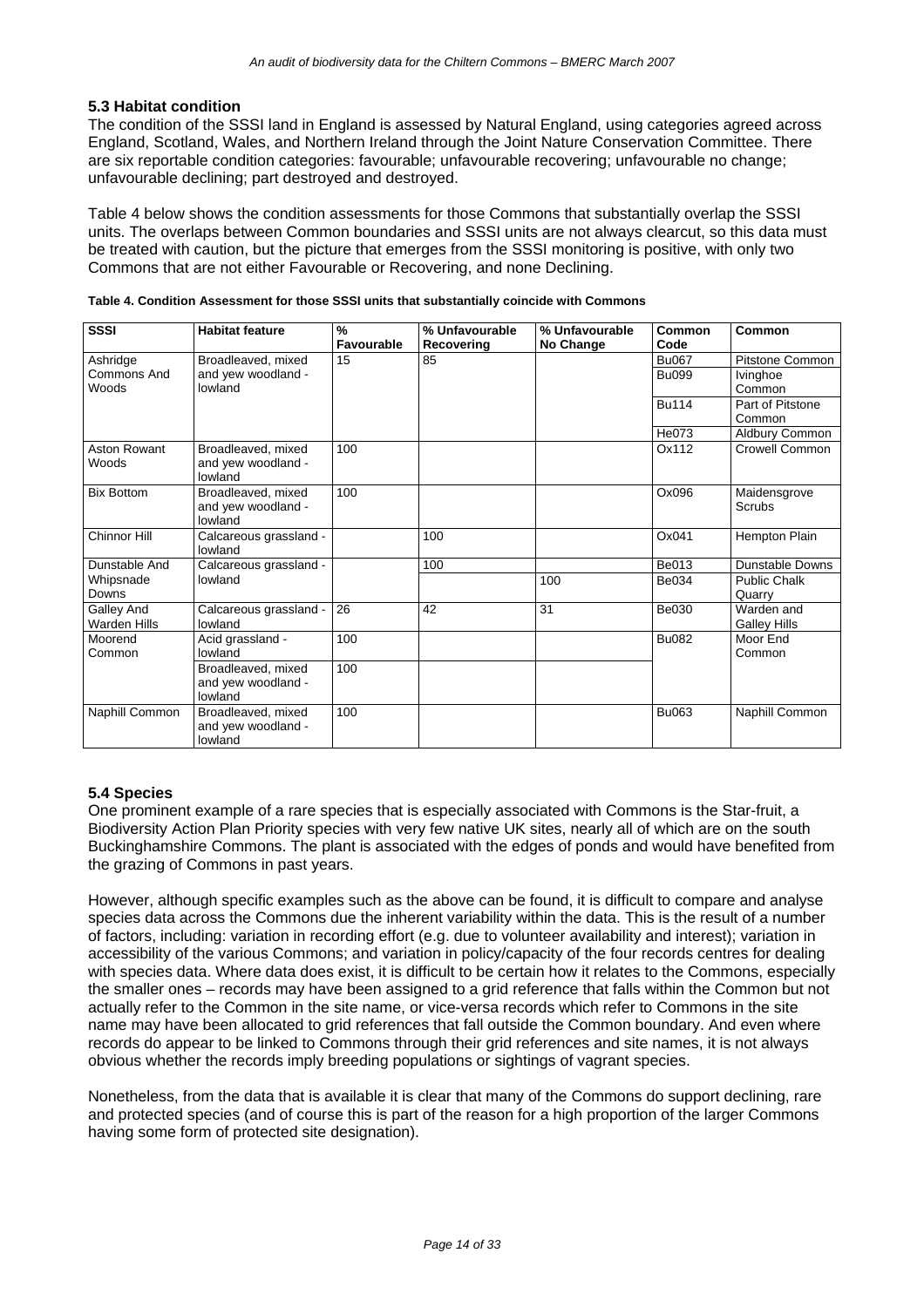### 5.3 Habitat condition

The condition of the SSSI land in England is assessed by Natural England, using categories agreed across England, Scotland, Wales, and Northern Ireland through the Joint Nature Conservation Committee. There are six reportable condition categories: favourable; unfavourable recovering; unfavourable no change; unfavourable declining; part destroyed and destroyed.

Table 4 below shows the condition assessments for those Commons that substantially overlap the SSSI units. The overlaps between Common boundaries and SSSI units are not always clearcut, so this data must be treated with caution, but the picture that emerges from the SSSI monitoring is positive, with only two Commons that are not either Favourable or Recovering, and none Declining.

**Table 4. Condition Assessment for those SSSI units that substantially coincide with Commons**

| SSSI | Habitat feature | % Favourable | % Unfavourable Recovering | % Unfavourable No Change | Common Code | Common |
|---|---|---|---|---|---|---|
| Ashridge Commons And Woods | Broadleaved, mixed and yew woodland - lowland | 15 | 85 | | Bu067 | Pitstone Common |
| | | | | | Bu099 | Ivinghoe Common |
| | | | | | Bu114 | Part of Pitstone Common |
| | | | | | He073 | Aldbury Common |
| Aston Rowant Woods | Broadleaved, mixed and yew woodland - lowland | 100 | | | Ox112 | Crowell Common |
| Bix Bottom | Broadleaved, mixed and yew woodland - lowland | 100 | | | Ox096 | Maidensgrove Scrubs |
| Chinnor Hill | Calcareous grassland - lowland | | 100 | | Ox041 | Hempton Plain |
| Dunstable And Whipsnade Downs | Calcareous grassland - lowland | | 100 | | Be013 | Dunstable Downs |
| | | | | 100 | Be034 | Public Chalk Quarry |
| Galley And Warden Hills | Calcareous grassland - lowland | 26 | 42 | 31 | Be030 | Warden and Galley Hills |
| Moorend Common | Acid grassland - lowland | 100 | | | Bu082 | Moor End Common |
| | Broadleaved, mixed and yew woodland - lowland | 100 | | | | |
| Naphill Common | Broadleaved, mixed and yew woodland - lowland | 100 | | | Bu063 | Naphill Common |

### 5.4 Species

One prominent example of a rare species that is especially associated with Commons is the Star-fruit, a Biodiversity Action Plan Priority species with very few native UK sites, nearly all of which are on the south Buckinghamshire Commons. The plant is associated with the edges of ponds and would have benefited from the grazing of Commons in past years.

However, although specific examples such as the above can be found, it is difficult to compare and analyse species data across the Commons due the inherent variability within the data. This is the result of a number of factors, including: variation in recording effort (e.g. due to volunteer availability and interest); variation in accessibility of the various Commons; and variation in policy/capacity of the four records centres for dealing with species data. Where data does exist, it is difficult to be certain how it relates to the Commons, especially the smaller ones – records may have been assigned to a grid reference that falls within the Common but not actually refer to the Common in the site name, or vice-versa records which refer to Commons in the site name may have been allocated to grid references that fall outside the Common boundary. And even where records do appear to be linked to Commons through their grid references and site names, it is not always obvious whether the records imply breeding populations or sightings of vagrant species.

Nonetheless, from the data that is available it is clear that many of the Commons do support declining, rare and protected species (and of course this is part of the reason for a high proportion of the larger Commons having some form of protected site designation).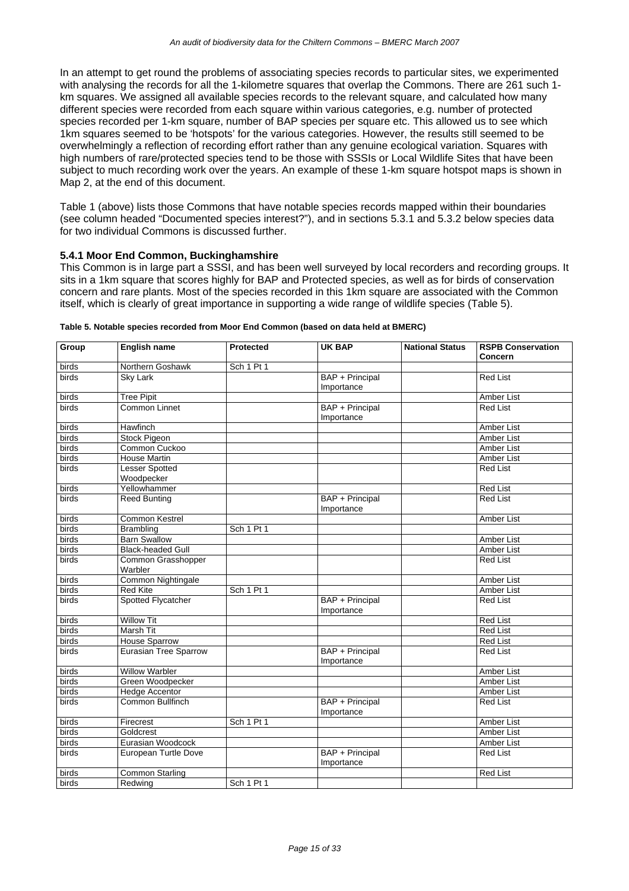In an attempt to get round the problems of associating species records to particular sites, we experimented with analysing the records for all the 1-kilometre squares that overlap the Commons. There are 261 such 1-km squares. We assigned all available species records to the relevant square, and calculated how many different species were recorded from each square within various categories, e.g. number of protected species recorded per 1-km square, number of BAP species per square etc. This allowed us to see which 1km squares seemed to be 'hotspots' for the various categories. However, the results still seemed to be overwhelmingly a reflection of recording effort rather than any genuine ecological variation. Squares with high numbers of rare/protected species tend to be those with SSSIs or Local Wildlife Sites that have been subject to much recording work over the years. An example of these 1-km square hotspot maps is shown in Map 2, at the end of this document.

Table 1 (above) lists those Commons that have notable species records mapped within their boundaries (see column headed "Documented species interest?"), and in sections 5.3.1 and 5.3.2 below species data for two individual Commons is discussed further.

### 5.4.1 Moor End Common, Buckinghamshire

This Common is in large part a SSSI, and has been well surveyed by local recorders and recording groups. It sits in a 1km square that scores highly for BAP and Protected species, as well as for birds of conservation concern and rare plants. Most of the species recorded in this 1km square are associated with the Common itself, which is clearly of great importance in supporting a wide range of wildlife species (Table 5).

**Table 5. Notable species recorded from Moor End Common (based on data held at BMERC)**

| Group | English name | Protected | UK BAP | National Status | RSPB Conservation Concern |
|---|---|---|---|---|---|
| birds | Northern Goshawk | Sch 1 Pt 1 | | | |
| birds | Sky Lark | | BAP + Principal Importance | | Red List |
| birds | Tree Pipit | | | | Amber List |
| birds | Common Linnet | | BAP + Principal Importance | | Red List |
| birds | Hawfinch | | | | Amber List |
| birds | Stock Pigeon | | | | Amber List |
| birds | Common Cuckoo | | | | Amber List |
| birds | House Martin | | | | Amber List |
| birds | Lesser Spotted Woodpecker | | | | Red List |
| birds | Yellowhammer | | | | Red List |
| birds | Reed Bunting | | BAP + Principal Importance | | Red List |
| birds | Common Kestrel | | | | Amber List |
| birds | Brambling | Sch 1 Pt 1 | | | |
| birds | Barn Swallow | | | | Amber List |
| birds | Black-headed Gull | | | | Amber List |
| birds | Common Grasshopper Warbler | | | | Red List |
| birds | Common Nightingale | | | | Amber List |
| birds | Red Kite | Sch 1 Pt 1 | | | Amber List |
| birds | Spotted Flycatcher | | BAP + Principal Importance | | Red List |
| birds | Willow Tit | | | | Red List |
| birds | Marsh Tit | | | | Red List |
| birds | House Sparrow | | | | Red List |
| birds | Eurasian Tree Sparrow | | BAP + Principal Importance | | Red List |
| birds | Willow Warbler | | | | Amber List |
| birds | Green Woodpecker | | | | Amber List |
| birds | Hedge Accentor | | | | Amber List |
| birds | Common Bullfinch | | BAP + Principal Importance | | Red List |
| birds | Firecrest | Sch 1 Pt 1 | | | Amber List |
| birds | Goldcrest | | | | Amber List |
| birds | Eurasian Woodcock | | | | Amber List |
| birds | European Turtle Dove | | BAP + Principal Importance | | Red List |
| birds | Common Starling | | | | Red List |
| birds | Redwing | Sch 1 Pt 1 | | | |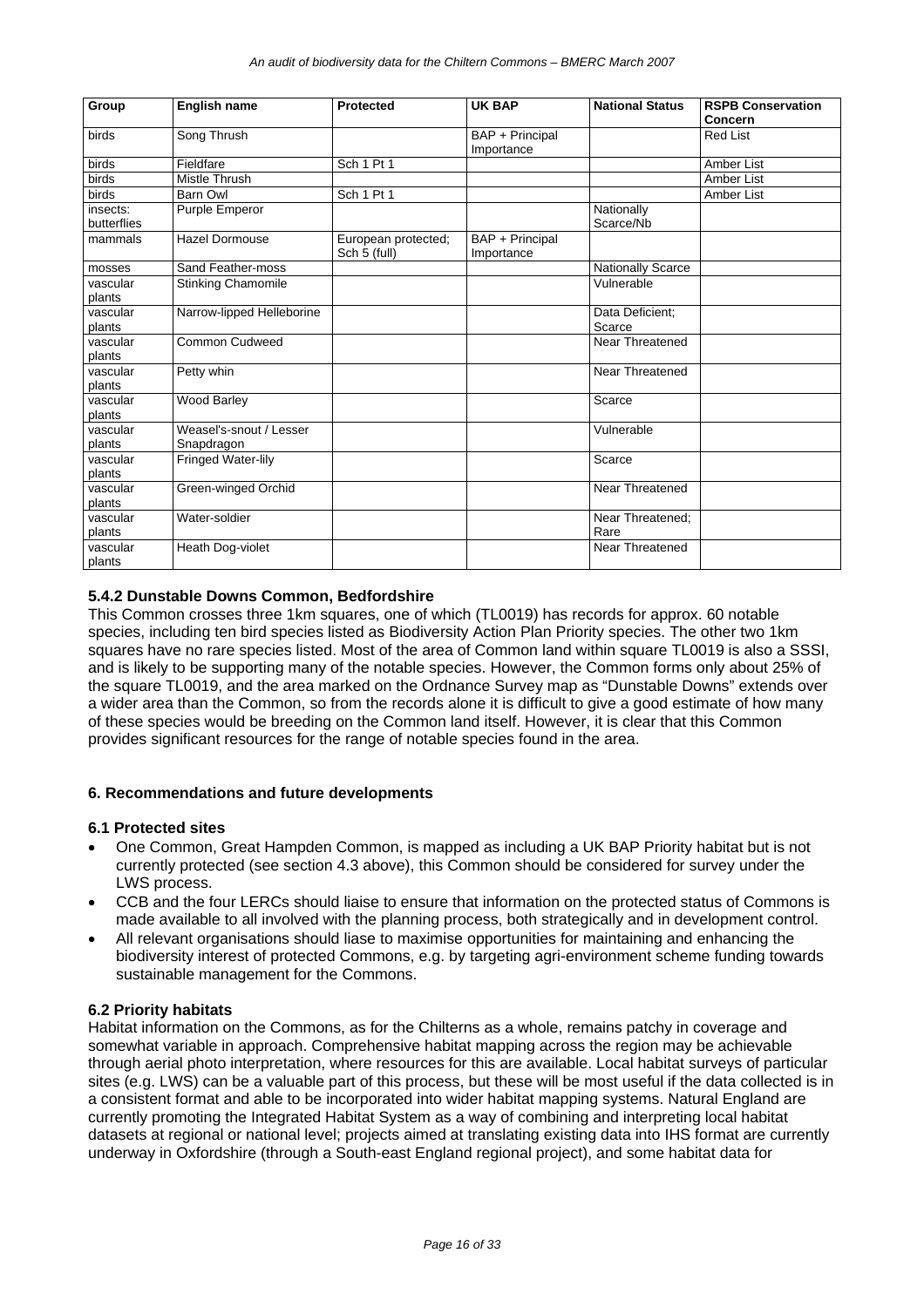| Group | English name | Protected | UK BAP | National Status | RSPB Conservation Concern |
|---|---|---|---|---|---|
| birds | Song Thrush | | BAP + Principal Importance | | Red List |
| birds | Fieldfare | Sch 1 Pt 1 | | | Amber List |
| birds | Mistle Thrush | | | | Amber List |
| birds | Barn Owl | Sch 1 Pt 1 | | | Amber List |
| insects: butterflies | Purple Emperor | | | Nationally Scarce/Nb | |
| mammals | Hazel Dormouse | European protected; Sch 5 (full) | BAP + Principal Importance | | |
| mosses | Sand Feather-moss | | | Nationally Scarce | |
| vascular plants | Stinking Chamomile | | | Vulnerable | |
| vascular plants | Narrow-lipped Helleborine | | | Data Deficient; Scarce | |
| vascular plants | Common Cudweed | | | Near Threatened | |
| vascular plants | Petty whin | | | Near Threatened | |
| vascular plants | Wood Barley | | | Scarce | |
| vascular plants | Weasel's-snout / Lesser Snapdragon | | | Vulnerable | |
| vascular plants | Fringed Water-lily | | | Scarce | |
| vascular plants | Green-winged Orchid | | | Near Threatened | |
| vascular plants | Water-soldier | | | Near Threatened; Rare | |
| vascular plants | Heath Dog-violet | | | Near Threatened | |

### 5.4.2 Dunstable Downs Common, Bedfordshire

This Common crosses three 1km squares, one of which (TL0019) has records for approx. 60 notable species, including ten bird species listed as Biodiversity Action Plan Priority species. The other two 1km squares have no rare species listed. Most of the area of Common land within square TL0019 is also a SSSI, and is likely to be supporting many of the notable species. However, the Common forms only about 25% of the square TL0019, and the area marked on the Ordnance Survey map as "Dunstable Downs" extends over a wider area than the Common, so from the records alone it is difficult to give a good estimate of how many of these species would be breeding on the Common land itself. However, it is clear that this Common provides significant resources for the range of notable species found in the area.

## 6. Recommendations and future developments

### 6.1 Protected sites

- One Common, Great Hampden Common, is mapped as including a UK BAP Priority habitat but is not currently protected (see section 4.3 above), this Common should be considered for survey under the LWS process.
- CCB and the four LERCs should liaise to ensure that information on the protected status of Commons is made available to all involved with the planning process, both strategically and in development control.
- All relevant organisations should liase to maximise opportunities for maintaining and enhancing the biodiversity interest of protected Commons, e.g. by targeting agri-environment scheme funding towards sustainable management for the Commons.

### 6.2 Priority habitats

Habitat information on the Commons, as for the Chilterns as a whole, remains patchy in coverage and somewhat variable in approach. Comprehensive habitat mapping across the region may be achievable through aerial photo interpretation, where resources for this are available. Local habitat surveys of particular sites (e.g. LWS) can be a valuable part of this process, but these will be most useful if the data collected is in a consistent format and able to be incorporated into wider habitat mapping systems. Natural England are currently promoting the Integrated Habitat System as a way of combining and interpreting local habitat datasets at regional or national level; projects aimed at translating existing data into IHS format are currently underway in Oxfordshire (through a South-east England regional project), and some habitat data for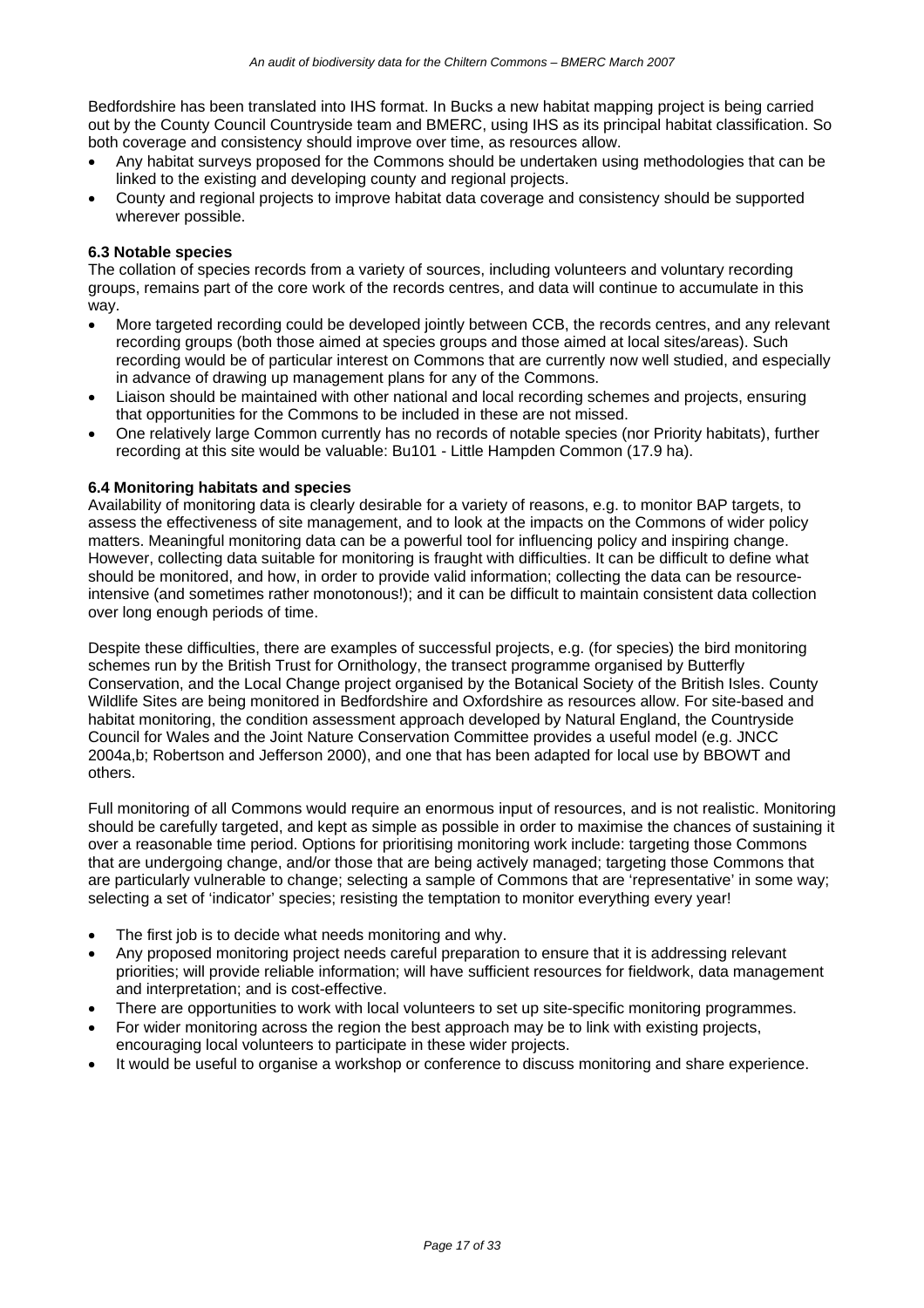Bedfordshire has been translated into IHS format. In Bucks a new habitat mapping project is being carried out by the County Council Countryside team and BMERC, using IHS as its principal habitat classification. So both coverage and consistency should improve over time, as resources allow.

- Any habitat surveys proposed for the Commons should be undertaken using methodologies that can be linked to the existing and developing county and regional projects.
- County and regional projects to improve habitat data coverage and consistency should be supported wherever possible.

### 6.3 Notable species

The collation of species records from a variety of sources, including volunteers and voluntary recording groups, remains part of the core work of the records centres, and data will continue to accumulate in this way.

- More targeted recording could be developed jointly between CCB, the records centres, and any relevant recording groups (both those aimed at species groups and those aimed at local sites/areas). Such recording would be of particular interest on Commons that are currently now well studied, and especially in advance of drawing up management plans for any of the Commons.
- Liaison should be maintained with other national and local recording schemes and projects, ensuring that opportunities for the Commons to be included in these are not missed.
- One relatively large Common currently has no records of notable species (nor Priority habitats), further recording at this site would be valuable: Bu101 - Little Hampden Common (17.9 ha).

### 6.4 Monitoring habitats and species

Availability of monitoring data is clearly desirable for a variety of reasons, e.g. to monitor BAP targets, to assess the effectiveness of site management, and to look at the impacts on the Commons of wider policy matters. Meaningful monitoring data can be a powerful tool for influencing policy and inspiring change. However, collecting data suitable for monitoring is fraught with difficulties. It can be difficult to define what should be monitored, and how, in order to provide valid information; collecting the data can be resource-intensive (and sometimes rather monotonous!); and it can be difficult to maintain consistent data collection over long enough periods of time.

Despite these difficulties, there are examples of successful projects, e.g. (for species) the bird monitoring schemes run by the British Trust for Ornithology, the transect programme organised by Butterfly Conservation, and the Local Change project organised by the Botanical Society of the British Isles. County Wildlife Sites are being monitored in Bedfordshire and Oxfordshire as resources allow. For site-based and habitat monitoring, the condition assessment approach developed by Natural England, the Countryside Council for Wales and the Joint Nature Conservation Committee provides a useful model (e.g. JNCC 2004a,b; Robertson and Jefferson 2000), and one that has been adapted for local use by BBOWT and others.

Full monitoring of all Commons would require an enormous input of resources, and is not realistic. Monitoring should be carefully targeted, and kept as simple as possible in order to maximise the chances of sustaining it over a reasonable time period. Options for prioritising monitoring work include: targeting those Commons that are undergoing change, and/or those that are being actively managed; targeting those Commons that are particularly vulnerable to change; selecting a sample of Commons that are 'representative' in some way; selecting a set of 'indicator' species; resisting the temptation to monitor everything every year!

- The first job is to decide what needs monitoring and why.
- Any proposed monitoring project needs careful preparation to ensure that it is addressing relevant priorities; will provide reliable information; will have sufficient resources for fieldwork, data management and interpretation; and is cost-effective.
- There are opportunities to work with local volunteers to set up site-specific monitoring programmes.
- For wider monitoring across the region the best approach may be to link with existing projects, encouraging local volunteers to participate in these wider projects.
- It would be useful to organise a workshop or conference to discuss monitoring and share experience.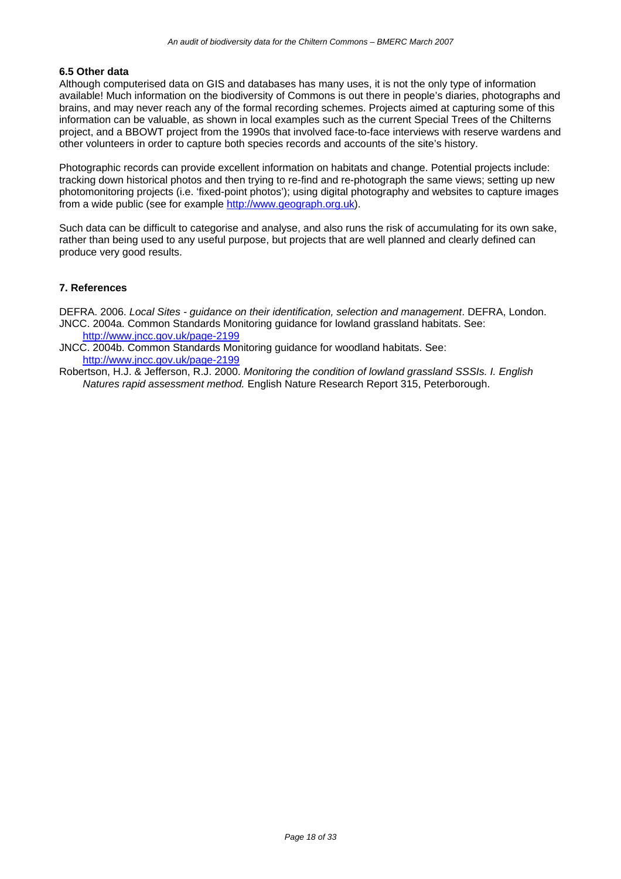### 6.5 Other data

Although computerised data on GIS and databases has many uses, it is not the only type of information available! Much information on the biodiversity of Commons is out there in people's diaries, photographs and brains, and may never reach any of the formal recording schemes. Projects aimed at capturing some of this information can be valuable, as shown in local examples such as the current Special Trees of the Chilterns project, and a BBOWT project from the 1990s that involved face-to-face interviews with reserve wardens and other volunteers in order to capture both species records and accounts of the site's history.

Photographic records can provide excellent information on habitats and change. Potential projects include: tracking down historical photos and then trying to re-find and re-photograph the same views; setting up new photomonitoring projects (i.e. 'fixed-point photos'); using digital photography and websites to capture images from a wide public (see for example http://www.geograph.org.uk).

Such data can be difficult to categorise and analyse, and also runs the risk of accumulating for its own sake, rather than being used to any useful purpose, but projects that are well planned and clearly defined can produce very good results.

## 7. References

DEFRA. 2006. *Local Sites - guidance on their identification, selection and management*. DEFRA, London.

JNCC. 2004a. Common Standards Monitoring guidance for lowland grassland habitats. See: http://www.jncc.gov.uk/page-2199

JNCC. 2004b. Common Standards Monitoring guidance for woodland habitats. See: http://www.jncc.gov.uk/page-2199

Robertson, H.J. & Jefferson, R.J. 2000. *Monitoring the condition of lowland grassland SSSIs. I. English Natures rapid assessment method.* English Nature Research Report 315, Peterborough.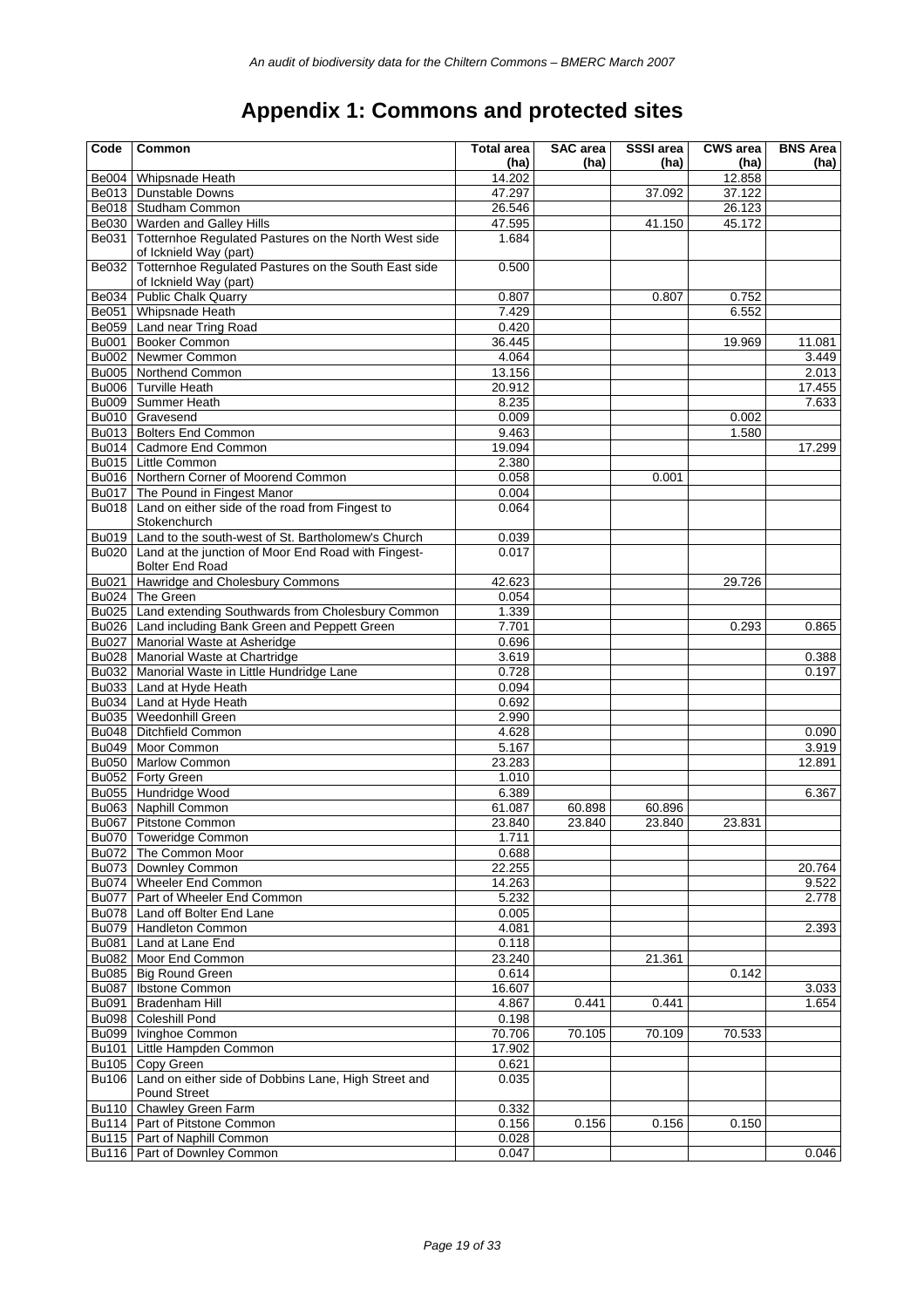# Appendix 1: Commons and protected sites

| Code | Common | Total area (ha) | SAC area (ha) | SSSI area (ha) | CWS area (ha) | BNS Area (ha) |
|---|---|---|---|---|---|---|
| Be004 | Whipsnade Heath | 14.202 | | | 12.858 | |
| Be013 | Dunstable Downs | 47.297 | | 37.092 | 37.122 | |
| Be018 | Studham Common | 26.546 | | | 26.123 | |
| Be030 | Warden and Galley Hills | 47.595 | | 41.150 | 45.172 | |
| Be031 | Totternhoe Regulated Pastures on the North West side of Icknield Way (part) | 1.684 | | | | |
| Be032 | Totternhoe Regulated Pastures on the South East side of Icknield Way (part) | 0.500 | | | | |
| Be034 | Public Chalk Quarry | 0.807 | | 0.807 | 0.752 | |
| Be051 | Whipsnade Heath | 7.429 | | | 6.552 | |
| Be059 | Land near Tring Road | 0.420 | | | | |
| Bu001 | Booker Common | 36.445 | | | 19.969 | 11.081 |
| Bu002 | Newmer Common | 4.064 | | | | 3.449 |
| Bu005 | Northend Common | 13.156 | | | | 2.013 |
| Bu006 | Turville Heath | 20.912 | | | | 17.455 |
| Bu009 | Summer Heath | 8.235 | | | | 7.633 |
| Bu010 | Gravesend | 0.009 | | | 0.002 | |
| Bu013 | Bolters End Common | 9.463 | | | 1.580 | |
| Bu014 | Cadmore End Common | 19.094 | | | | 17.299 |
| Bu015 | Little Common | 2.380 | | | | |
| Bu016 | Northern Corner of Moorend Common | 0.058 | | 0.001 | | |
| Bu017 | The Pound in Fingest Manor | 0.004 | | | | |
| Bu018 | Land on either side of the road from Fingest to Stokenchurch | 0.064 | | | | |
| Bu019 | Land to the south-west of St. Bartholomew's Church | 0.039 | | | | |
| Bu020 | Land at the junction of Moor End Road with Fingest-Bolter End Road | 0.017 | | | | |
| Bu021 | Hawridge and Cholesbury Commons | 42.623 | | | 29.726 | |
| Bu024 | The Green | 0.054 | | | | |
| Bu025 | Land extending Southwards from Cholesbury Common | 1.339 | | | | |
| Bu026 | Land including Bank Green and Peppett Green | 7.701 | | | 0.293 | 0.865 |
| Bu027 | Manorial Waste at Asheridge | 0.696 | | | | |
| Bu028 | Manorial Waste at Chartridge | 3.619 | | | | 0.388 |
| Bu032 | Manorial Waste in Little Hundridge Lane | 0.728 | | | | 0.197 |
| Bu033 | Land at Hyde Heath | 0.094 | | | | |
| Bu034 | Land at Hyde Heath | 0.692 | | | | |
| Bu035 | Weedonhill Green | 2.990 | | | | |
| Bu048 | Ditchfield Common | 4.628 | | | | 0.090 |
| Bu049 | Moor Common | 5.167 | | | | 3.919 |
| Bu050 | Marlow Common | 23.283 | | | | 12.891 |
| Bu052 | Forty Green | 1.010 | | | | |
| Bu055 | Hundridge Wood | 6.389 | | | | 6.367 |
| Bu063 | Naphill Common | 61.087 | 60.898 | 60.896 | | |
| Bu067 | Pitstone Common | 23.840 | 23.840 | 23.840 | 23.831 | |
| Bu070 | Toweridge Common | 1.711 | | | | |
| Bu072 | The Common Moor | 0.688 | | | | |
| Bu073 | Downley Common | 22.255 | | | | 20.764 |
| Bu074 | Wheeler End Common | 14.263 | | | | 9.522 |
| Bu077 | Part of Wheeler End Common | 5.232 | | | | 2.778 |
| Bu078 | Land off Bolter End Lane | 0.005 | | | | |
| Bu079 | Handleton Common | 4.081 | | | | 2.393 |
| Bu081 | Land at Lane End | 0.118 | | | | |
| Bu082 | Moor End Common | 23.240 | | 21.361 | | |
| Bu085 | Big Round Green | 0.614 | | | 0.142 | |
| Bu087 | Ibstone Common | 16.607 | | | | 3.033 |
| Bu091 | Bradenham Hill | 4.867 | 0.441 | 0.441 | | 1.654 |
| Bu098 | Coleshill Pond | 0.198 | | | | |
| Bu099 | Ivinghoe Common | 70.706 | 70.105 | 70.109 | 70.533 | |
| Bu101 | Little Hampden Common | 17.902 | | | | |
| Bu105 | Copy Green | 0.621 | | | | |
| Bu106 | Land on either side of Dobbins Lane, High Street and Pound Street | 0.035 | | | | |
| Bu110 | Chawley Green Farm | 0.332 | | | | |
| Bu114 | Part of Pitstone Common | 0.156 | 0.156 | 0.156 | 0.150 | |
| Bu115 | Part of Naphill Common | 0.028 | | | | |
| Bu116 | Part of Downley Common | 0.047 | | | | 0.046 |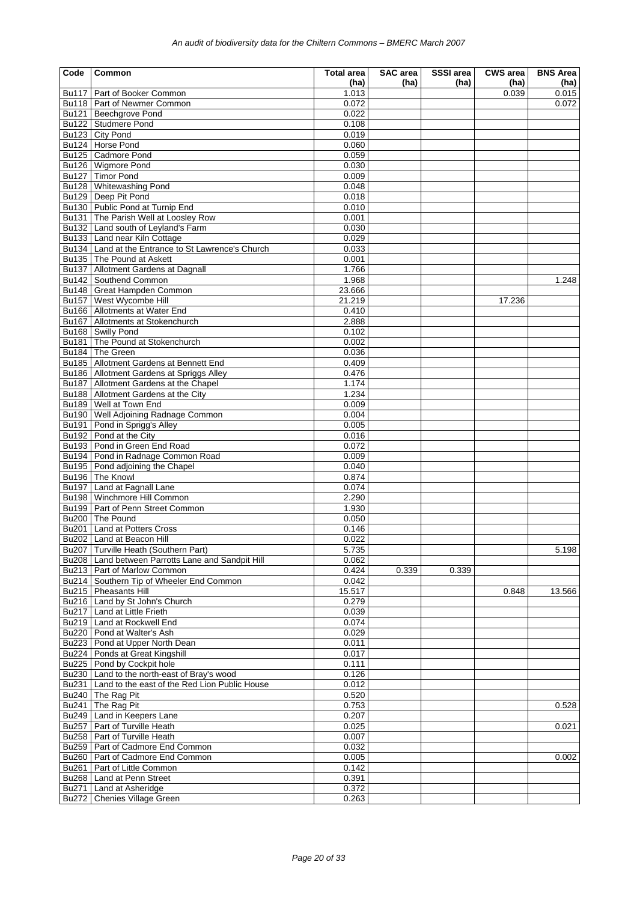| Code | Common | Total area (ha) | SAC area (ha) | SSSI area (ha) | CWS area (ha) | BNS Area (ha) |
|---|---|---|---|---|---|---|
| Bu117 | Part of Booker Common | 1.013 | | | 0.039 | 0.015 |
| Bu118 | Part of Newmer Common | 0.072 | | | | 0.072 |
| Bu121 | Beechgrove Pond | 0.022 | | | | |
| Bu122 | Studmere Pond | 0.108 | | | | |
| Bu123 | City Pond | 0.019 | | | | |
| Bu124 | Horse Pond | 0.060 | | | | |
| Bu125 | Cadmore Pond | 0.059 | | | | |
| Bu126 | Wigmore Pond | 0.030 | | | | |
| Bu127 | Timor Pond | 0.009 | | | | |
| Bu128 | Whitewashing Pond | 0.048 | | | | |
| Bu129 | Deep Pit Pond | 0.018 | | | | |
| Bu130 | Public Pond at Turnip End | 0.010 | | | | |
| Bu131 | The Parish Well at Loosley Row | 0.001 | | | | |
| Bu132 | Land south of Leyland's Farm | 0.030 | | | | |
| Bu133 | Land near Kiln Cottage | 0.029 | | | | |
| Bu134 | Land at the Entrance to St Lawrence's Church | 0.033 | | | | |
| Bu135 | The Pound at Askett | 0.001 | | | | |
| Bu137 | Allotment Gardens at Dagnall | 1.766 | | | | |
| Bu142 | Southend Common | 1.968 | | | | 1.248 |
| Bu148 | Great Hampden Common | 23.666 | | | | |
| Bu157 | West Wycombe Hill | 21.219 | | | 17.236 | |
| Bu166 | Allotments at Water End | 0.410 | | | | |
| Bu167 | Allotments at Stokenchurch | 2.888 | | | | |
| Bu168 | Swilly Pond | 0.102 | | | | |
| Bu181 | The Pound at Stokenchurch | 0.002 | | | | |
| Bu184 | The Green | 0.036 | | | | |
| Bu185 | Allotment Gardens at Bennett End | 0.409 | | | | |
| Bu186 | Allotment Gardens at Spriggs Alley | 0.476 | | | | |
| Bu187 | Allotment Gardens at the Chapel | 1.174 | | | | |
| Bu188 | Allotment Gardens at the City | 1.234 | | | | |
| Bu189 | Well at Town End | 0.009 | | | | |
| Bu190 | Well Adjoining Radnage Common | 0.004 | | | | |
| Bu191 | Pond in Sprigg's Alley | 0.005 | | | | |
| Bu192 | Pond at the City | 0.016 | | | | |
| Bu193 | Pond in Green End Road | 0.072 | | | | |
| Bu194 | Pond in Radnage Common Road | 0.009 | | | | |
| Bu195 | Pond adjoining the Chapel | 0.040 | | | | |
| Bu196 | The Knowl | 0.874 | | | | |
| Bu197 | Land at Fagnall Lane | 0.074 | | | | |
| Bu198 | Winchmore Hill Common | 2.290 | | | | |
| Bu199 | Part of Penn Street Common | 1.930 | | | | |
| Bu200 | The Pound | 0.050 | | | | |
| Bu201 | Land at Potters Cross | 0.146 | | | | |
| Bu202 | Land at Beacon Hill | 0.022 | | | | |
| Bu207 | Turville Heath (Southern Part) | 5.735 | | | | 5.198 |
| Bu208 | Land between Parrotts Lane and Sandpit Hill | 0.062 | | | | |
| Bu213 | Part of Marlow Common | 0.424 | 0.339 | 0.339 | | |
| Bu214 | Southern Tip of Wheeler End Common | 0.042 | | | | |
| Bu215 | Pheasants Hill | 15.517 | | | 0.848 | 13.566 |
| Bu216 | Land by St John's Church | 0.279 | | | | |
| Bu217 | Land at Little Frieth | 0.039 | | | | |
| Bu219 | Land at Rockwell End | 0.074 | | | | |
| Bu220 | Pond at Walter's Ash | 0.029 | | | | |
| Bu223 | Pond at Upper North Dean | 0.011 | | | | |
| Bu224 | Ponds at Great Kingshill | 0.017 | | | | |
| Bu225 | Pond by Cockpit hole | 0.111 | | | | |
| Bu230 | Land to the north-east of Bray's wood | 0.126 | | | | |
| Bu231 | Land to the east of the Red Lion Public House | 0.012 | | | | |
| Bu240 | The Rag Pit | 0.520 | | | | |
| Bu241 | The Rag Pit | 0.753 | | | | 0.528 |
| Bu249 | Land in Keepers Lane | 0.207 | | | | |
| Bu257 | Part of Turville Heath | 0.025 | | | | 0.021 |
| Bu258 | Part of Turville Heath | 0.007 | | | | |
| Bu259 | Part of Cadmore End Common | 0.032 | | | | |
| Bu260 | Part of Cadmore End Common | 0.005 | | | | 0.002 |
| Bu261 | Part of Little Common | 0.142 | | | | |
| Bu268 | Land at Penn Street | 0.391 | | | | |
| Bu271 | Land at Asheridge | 0.372 | | | | |
| Bu272 | Chenies Village Green | 0.263 | | | | |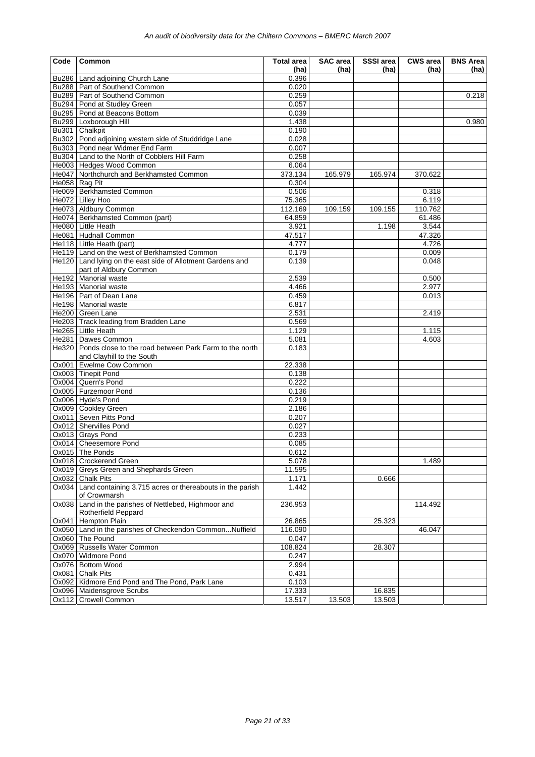| Code | Common | Total area (ha) | SAC area (ha) | SSSI area (ha) | CWS area (ha) | BNS Area (ha) |
|---|---|---|---|---|---|---|
| Bu286 | Land adjoining Church Lane | 0.396 | | | | |
| Bu288 | Part of Southend Common | 0.020 | | | | |
| Bu289 | Part of Southend Common | 0.259 | | | | 0.218 |
| Bu294 | Pond at Studley Green | 0.057 | | | | |
| Bu295 | Pond at Beacons Bottom | 0.039 | | | | |
| Bu299 | Loxborough Hill | 1.438 | | | | 0.980 |
| Bu301 | Chalkpit | 0.190 | | | | |
| Bu302 | Pond adjoining western side of Studdridge Lane | 0.028 | | | | |
| Bu303 | Pond near Widmer End Farm | 0.007 | | | | |
| Bu304 | Land to the North of Cobblers Hill Farm | 0.258 | | | | |
| He003 | Hedges Wood Common | 6.064 | | | | |
| He047 | Northchurch and Berkhamsted Common | 373.134 | 165.979 | 165.974 | 370.622 | |
| He058 | Rag Pit | 0.304 | | | | |
| He069 | Berkhamsted Common | 0.506 | | | 0.318 | |
| He072 | Lilley Hoo | 75.365 | | | 6.119 | |
| He073 | Aldbury Common | 112.169 | 109.159 | 109.155 | 110.762 | |
| He074 | Berkhamsted Common (part) | 64.859 | | | 61.486 | |
| He080 | Little Heath | 3.921 | | 1.198 | 3.544 | |
| He081 | Hudnall Common | 47.517 | | | 47.326 | |
| He118 | Little Heath (part) | 4.777 | | | 4.726 | |
| He119 | Land on the west of Berkhamsted Common | 0.179 | | | 0.009 | |
| He120 | Land lying on the east side of Allotment Gardens and part of Aldbury Common | 0.139 | | | 0.048 | |
| He192 | Manorial waste | 2.539 | | | 0.500 | |
| He193 | Manorial waste | 4.466 | | | 2.977 | |
| He196 | Part of Dean Lane | 0.459 | | | 0.013 | |
| He198 | Manorial waste | 6.817 | | | | |
| He200 | Green Lane | 2.531 | | | 2.419 | |
| He203 | Track leading from Bradden Lane | 0.569 | | | | |
| He265 | Little Heath | 1.129 | | | 1.115 | |
| He281 | Dawes Common | 5.081 | | | 4.603 | |
| He320 | Ponds close to the road between Park Farm to the north and Clayhill to the South | 0.183 | | | | |
| Ox001 | Ewelme Cow Common | 22.338 | | | | |
| Ox003 | Tinepit Pond | 0.138 | | | | |
| Ox004 | Quern's Pond | 0.222 | | | | |
| Ox005 | Furzemoor Pond | 0.136 | | | | |
| Ox006 | Hyde's Pond | 0.219 | | | | |
| Ox009 | Cookley Green | 2.186 | | | | |
| Ox011 | Seven Pitts Pond | 0.207 | | | | |
| Ox012 | Shervilles Pond | 0.027 | | | | |
| Ox013 | Grays Pond | 0.233 | | | | |
| Ox014 | Cheesemore Pond | 0.085 | | | | |
| Ox015 | The Ponds | 0.612 | | | | |
| Ox018 | Crockerend Green | 5.078 | | | 1.489 | |
| Ox019 | Greys Green and Shephards Green | 11.595 | | | | |
| Ox032 | Chalk Pits | 1.171 | | 0.666 | | |
| Ox034 | Land containing 3.715 acres or thereabouts in the parish of Crowmarsh | 1.442 | | | | |
| Ox038 | Land in the parishes of Nettlebed, Highmoor and Rotherfield Peppard | 236.953 | | | 114.492 | |
| Ox041 | Hempton Plain | 26.865 | | 25.323 | | |
| Ox050 | Land in the parishes of Checkendon Common...Nuffield | 116.090 | | | 46.047 | |
| Ox060 | The Pound | 0.047 | | | | |
| Ox069 | Russells Water Common | 108.824 | | 28.307 | | |
| Ox070 | Widmore Pond | 0.247 | | | | |
| Ox076 | Bottom Wood | 2.994 | | | | |
| Ox081 | Chalk Pits | 0.431 | | | | |
| Ox092 | Kidmore End Pond and The Pond, Park Lane | 0.103 | | | | |
| Ox096 | Maidensgrove Scrubs | 17.333 | | 16.835 | | |
| Ox112 | Crowell Common | 13.517 | 13.503 | 13.503 | | |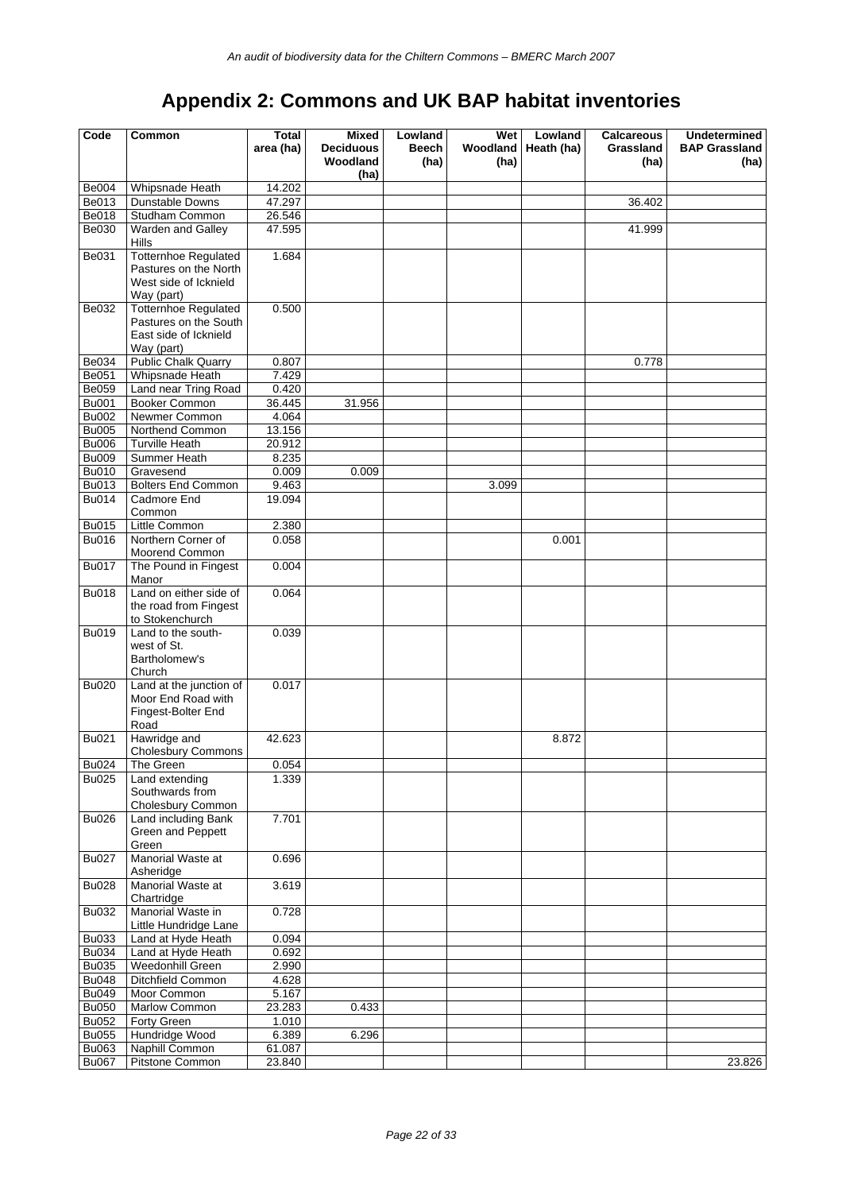# Appendix 2: Commons and UK BAP habitat inventories

| Code | Common | Total area (ha) | Mixed Deciduous Woodland (ha) | Lowland Beech (ha) | Wet Woodland (ha) | Lowland Heath (ha) | Calcareous Grassland (ha) | Undetermined BAP Grassland (ha) |
|---|---|---|---|---|---|---|---|---|
| Be004 | Whipsnade Heath | 14.202 | | | | | | |
| Be013 | Dunstable Downs | 47.297 | | | | | 36.402 | |
| Be018 | Studham Common | 26.546 | | | | | | |
| Be030 | Warden and Galley Hills | 47.595 | | | | | 41.999 | |
| Be031 | Totternhoe Regulated Pastures on the North West side of Icknield Way (part) | 1.684 | | | | | | |
| Be032 | Totternhoe Regulated Pastures on the South East side of Icknield Way (part) | 0.500 | | | | | | |
| Be034 | Public Chalk Quarry | 0.807 | | | | | 0.778 | |
| Be051 | Whipsnade Heath | 7.429 | | | | | | |
| Be059 | Land near Tring Road | 0.420 | | | | | | |
| Bu001 | Booker Common | 36.445 | 31.956 | | | | | |
| Bu002 | Newmer Common | 4.064 | | | | | | |
| Bu005 | Northend Common | 13.156 | | | | | | |
| Bu006 | Turville Heath | 20.912 | | | | | | |
| Bu009 | Summer Heath | 8.235 | | | | | | |
| Bu010 | Gravesend | 0.009 | 0.009 | | | | | |
| Bu013 | Bolters End Common | 9.463 | | | 3.099 | | | |
| Bu014 | Cadmore End Common | 19.094 | | | | | | |
| Bu015 | Little Common | 2.380 | | | | | | |
| Bu016 | Northern Corner of Moorend Common | 0.058 | | | | 0.001 | | |
| Bu017 | The Pound in Fingest Manor | 0.004 | | | | | | |
| Bu018 | Land on either side of the road from Fingest to Stokenchurch | 0.064 | | | | | | |
| Bu019 | Land to the south-west of St. Bartholomew's Church | 0.039 | | | | | | |
| Bu020 | Land at the junction of Moor End Road with Fingest-Bolter End Road | 0.017 | | | | | | |
| Bu021 | Hawridge and Cholesbury Commons | 42.623 | | | | 8.872 | | |
| Bu024 | The Green | 0.054 | | | | | | |
| Bu025 | Land extending Southwards from Cholesbury Common | 1.339 | | | | | | |
| Bu026 | Land including Bank Green and Peppett Green | 7.701 | | | | | | |
| Bu027 | Manorial Waste at Asheridge | 0.696 | | | | | | |
| Bu028 | Manorial Waste at Chartridge | 3.619 | | | | | | |
| Bu032 | Manorial Waste in Little Hundridge Lane | 0.728 | | | | | | |
| Bu033 | Land at Hyde Heath | 0.094 | | | | | | |
| Bu034 | Land at Hyde Heath | 0.692 | | | | | | |
| Bu035 | Weedonhill Green | 2.990 | | | | | | |
| Bu048 | Ditchfield Common | 4.628 | | | | | | |
| Bu049 | Moor Common | 5.167 | | | | | | |
| Bu050 | Marlow Common | 23.283 | 0.433 | | | | | |
| Bu052 | Forty Green | 1.010 | | | | | | |
| Bu055 | Hundridge Wood | 6.389 | 6.296 | | | | | |
| Bu063 | Naphill Common | 61.087 | | | | | | |
| Bu067 | Pitstone Common | 23.840 | | | | | | 23.826 |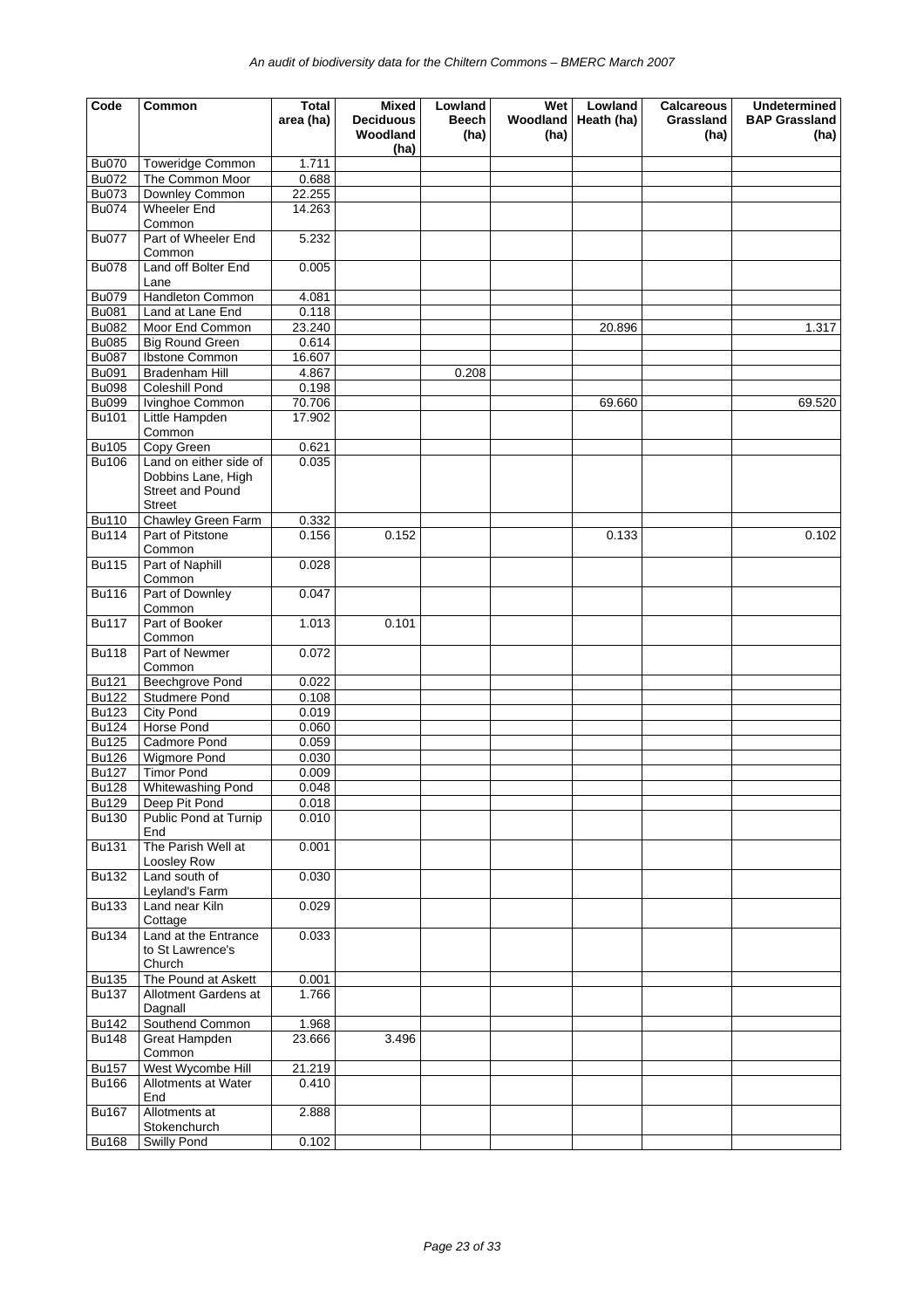| Code | Common | Total area (ha) | Mixed Deciduous Woodland (ha) | Lowland Beech (ha) | Wet Woodland (ha) | Lowland Heath (ha) | Calcareous Grassland (ha) | Undetermined BAP Grassland (ha) |
|---|---|---|---|---|---|---|---|---|
| Bu070 | Toweridge Common | 1.711 | | | | | | |
| Bu072 | The Common Moor | 0.688 | | | | | | |
| Bu073 | Downley Common | 22.255 | | | | | | |
| Bu074 | Wheeler End Common | 14.263 | | | | | | |
| Bu077 | Part of Wheeler End Common | 5.232 | | | | | | |
| Bu078 | Land off Bolter End Lane | 0.005 | | | | | | |
| Bu079 | Handleton Common | 4.081 | | | | | | |
| Bu081 | Land at Lane End | 0.118 | | | | | | |
| Bu082 | Moor End Common | 23.240 | | | | 20.896 | | 1.317 |
| Bu085 | Big Round Green | 0.614 | | | | | | |
| Bu087 | Ibstone Common | 16.607 | | | | | | |
| Bu091 | Bradenham Hill | 4.867 | | 0.208 | | | | |
| Bu098 | Coleshill Pond | 0.198 | | | | | | |
| Bu099 | Ivinghoe Common | 70.706 | | | | 69.660 | | 69.520 |
| Bu101 | Little Hampden Common | 17.902 | | | | | | |
| Bu105 | Copy Green | 0.621 | | | | | | |
| Bu106 | Land on either side of Dobbins Lane, High Street and Pound Street | 0.035 | | | | | | |
| Bu110 | Chawley Green Farm | 0.332 | | | | | | |
| Bu114 | Part of Pitstone Common | 0.156 | 0.152 | | | 0.133 | | 0.102 |
| Bu115 | Part of Naphill Common | 0.028 | | | | | | |
| Bu116 | Part of Downley Common | 0.047 | | | | | | |
| Bu117 | Part of Booker Common | 1.013 | 0.101 | | | | | |
| Bu118 | Part of Newmer Common | 0.072 | | | | | | |
| Bu121 | Beechgrove Pond | 0.022 | | | | | | |
| Bu122 | Studmere Pond | 0.108 | | | | | | |
| Bu123 | City Pond | 0.019 | | | | | | |
| Bu124 | Horse Pond | 0.060 | | | | | | |
| Bu125 | Cadmore Pond | 0.059 | | | | | | |
| Bu126 | Wigmore Pond | 0.030 | | | | | | |
| Bu127 | Timor Pond | 0.009 | | | | | | |
| Bu128 | Whitewashing Pond | 0.048 | | | | | | |
| Bu129 | Deep Pit Pond | 0.018 | | | | | | |
| Bu130 | Public Pond at Turnip End | 0.010 | | | | | | |
| Bu131 | The Parish Well at Loosley Row | 0.001 | | | | | | |
| Bu132 | Land south of Leyland's Farm | 0.030 | | | | | | |
| Bu133 | Land near Kiln Cottage | 0.029 | | | | | | |
| Bu134 | Land at the Entrance to St Lawrence's Church | 0.033 | | | | | | |
| Bu135 | The Pound at Askett | 0.001 | | | | | | |
| Bu137 | Allotment Gardens at Dagnall | 1.766 | | | | | | |
| Bu142 | Southend Common | 1.968 | | | | | | |
| Bu148 | Great Hampden Common | 23.666 | 3.496 | | | | | |
| Bu157 | West Wycombe Hill | 21.219 | | | | | | |
| Bu166 | Allotments at Water End | 0.410 | | | | | | |
| Bu167 | Allotments at Stokenchurch | 2.888 | | | | | | |
| Bu168 | Swilly Pond | 0.102 | | | | | | |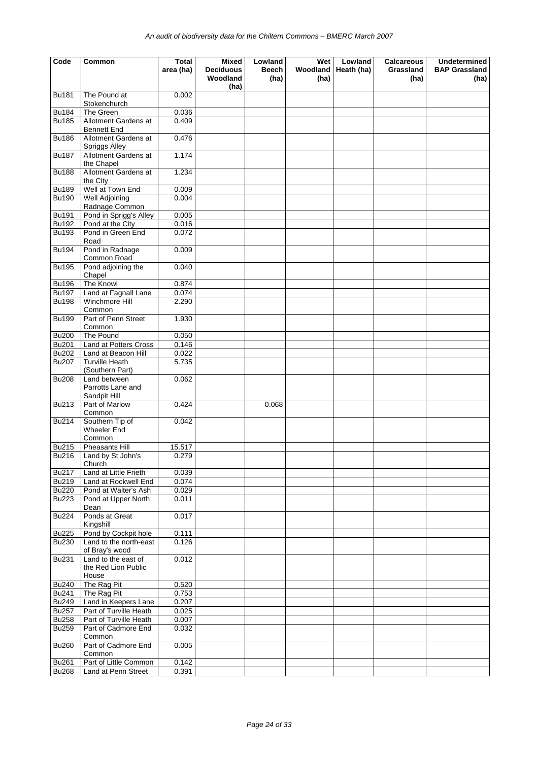| Code | Common | Total area (ha) | Mixed Deciduous Woodland (ha) | Lowland Beech (ha) | Wet Woodland (ha) | Lowland Heath (ha) | Calcareous Grassland (ha) | Undetermined BAP Grassland (ha) |
|---|---|---|---|---|---|---|---|---|
| Bu181 | The Pound at Stokenchurch | 0.002 | | | | | | |
| Bu184 | The Green | 0.036 | | | | | | |
| Bu185 | Allotment Gardens at Bennett End | 0.409 | | | | | | |
| Bu186 | Allotment Gardens at Spriggs Alley | 0.476 | | | | | | |
| Bu187 | Allotment Gardens at the Chapel | 1.174 | | | | | | |
| Bu188 | Allotment Gardens at the City | 1.234 | | | | | | |
| Bu189 | Well at Town End | 0.009 | | | | | | |
| Bu190 | Well Adjoining Radnage Common | 0.004 | | | | | | |
| Bu191 | Pond in Sprigg's Alley | 0.005 | | | | | | |
| Bu192 | Pond at the City | 0.016 | | | | | | |
| Bu193 | Pond in Green End Road | 0.072 | | | | | | |
| Bu194 | Pond in Radnage Common Road | 0.009 | | | | | | |
| Bu195 | Pond adjoining the Chapel | 0.040 | | | | | | |
| Bu196 | The Knowl | 0.874 | | | | | | |
| Bu197 | Land at Fagnall Lane | 0.074 | | | | | | |
| Bu198 | Winchmore Hill Common | 2.290 | | | | | | |
| Bu199 | Part of Penn Street Common | 1.930 | | | | | | |
| Bu200 | The Pound | 0.050 | | | | | | |
| Bu201 | Land at Potters Cross | 0.146 | | | | | | |
| Bu202 | Land at Beacon Hill | 0.022 | | | | | | |
| Bu207 | Turville Heath (Southern Part) | 5.735 | | | | | | |
| Bu208 | Land between Parrotts Lane and Sandpit Hill | 0.062 | | | | | | |
| Bu213 | Part of Marlow Common | 0.424 | | 0.068 | | | | |
| Bu214 | Southern Tip of Wheeler End Common | 0.042 | | | | | | |
| Bu215 | Pheasants Hill | 15.517 | | | | | | |
| Bu216 | Land by St John's Church | 0.279 | | | | | | |
| Bu217 | Land at Little Frieth | 0.039 | | | | | | |
| Bu219 | Land at Rockwell End | 0.074 | | | | | | |
| Bu220 | Pond at Walter's Ash | 0.029 | | | | | | |
| Bu223 | Pond at Upper North Dean | 0.011 | | | | | | |
| Bu224 | Ponds at Great Kingshill | 0.017 | | | | | | |
| Bu225 | Pond by Cockpit hole | 0.111 | | | | | | |
| Bu230 | Land to the north-east of Bray's wood | 0.126 | | | | | | |
| Bu231 | Land to the east of the Red Lion Public House | 0.012 | | | | | | |
| Bu240 | The Rag Pit | 0.520 | | | | | | |
| Bu241 | The Rag Pit | 0.753 | | | | | | |
| Bu249 | Land in Keepers Lane | 0.207 | | | | | | |
| Bu257 | Part of Turville Heath | 0.025 | | | | | | |
| Bu258 | Part of Turville Heath | 0.007 | | | | | | |
| Bu259 | Part of Cadmore End Common | 0.032 | | | | | | |
| Bu260 | Part of Cadmore End Common | 0.005 | | | | | | |
| Bu261 | Part of Little Common | 0.142 | | | | | | |
| Bu268 | Land at Penn Street | 0.391 | | | | | | |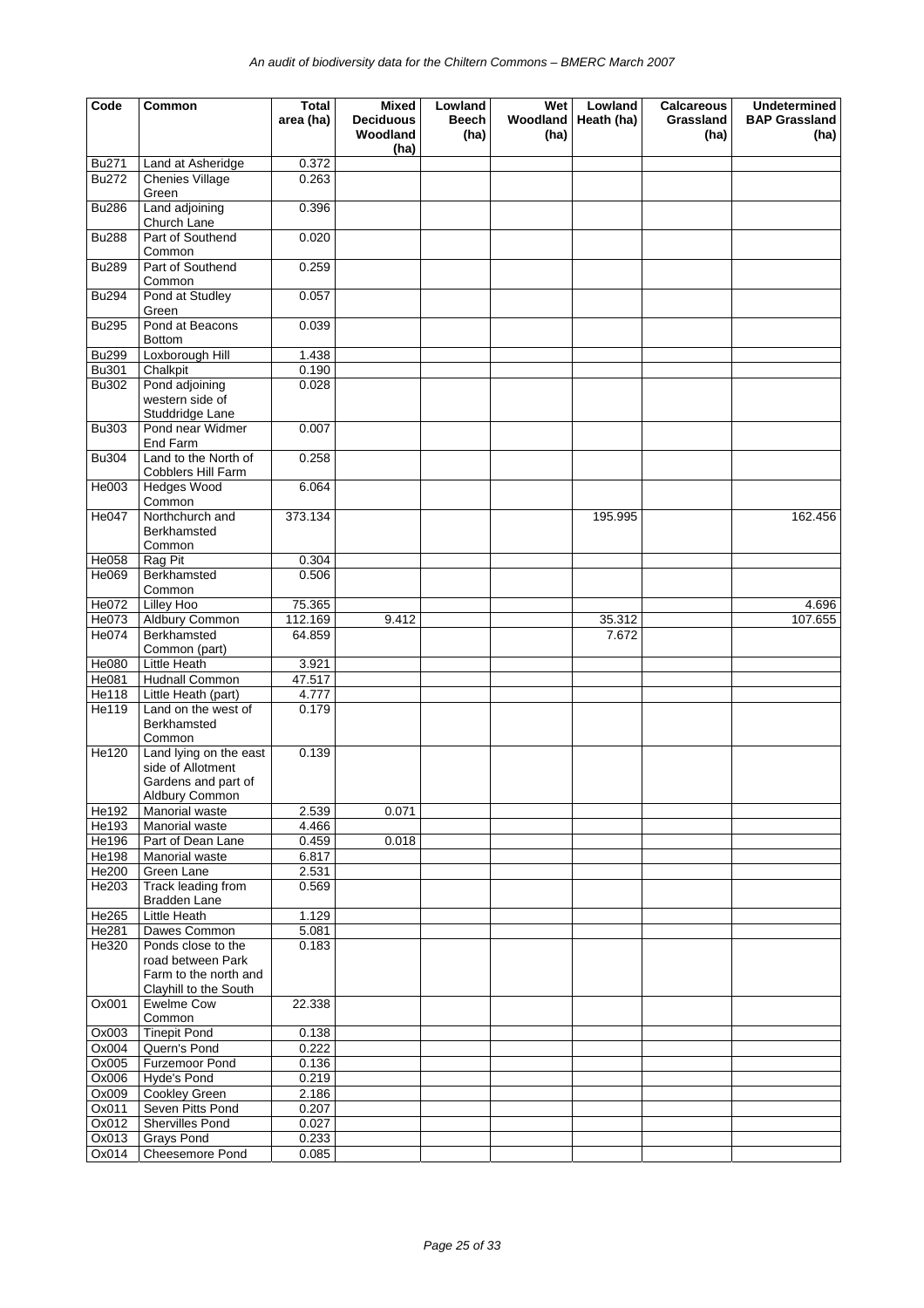| Code | Common | Total area (ha) | Mixed Deciduous Woodland (ha) | Lowland Beech (ha) | Wet Woodland (ha) | Lowland Heath (ha) | Calcareous Grassland (ha) | Undetermined BAP Grassland (ha) |
|---|---|---|---|---|---|---|---|---|
| Bu271 | Land at Asheridge | 0.372 | | | | | | |
| Bu272 | Chenies Village Green | 0.263 | | | | | | |
| Bu286 | Land adjoining Church Lane | 0.396 | | | | | | |
| Bu288 | Part of Southend Common | 0.020 | | | | | | |
| Bu289 | Part of Southend Common | 0.259 | | | | | | |
| Bu294 | Pond at Studley Green | 0.057 | | | | | | |
| Bu295 | Pond at Beacons Bottom | 0.039 | | | | | | |
| Bu299 | Loxborough Hill | 1.438 | | | | | | |
| Bu301 | Chalkpit | 0.190 | | | | | | |
| Bu302 | Pond adjoining western side of Studdridge Lane | 0.028 | | | | | | |
| Bu303 | Pond near Widmer End Farm | 0.007 | | | | | | |
| Bu304 | Land to the North of Cobblers Hill Farm | 0.258 | | | | | | |
| He003 | Hedges Wood Common | 6.064 | | | | | | |
| He047 | Northchurch and Berkhamsted Common | 373.134 | | | | 195.995 | | 162.456 |
| He058 | Rag Pit | 0.304 | | | | | | |
| He069 | Berkhamsted Common | 0.506 | | | | | | |
| He072 | Lilley Hoo | 75.365 | | | | | | 4.696 |
| He073 | Aldbury Common | 112.169 | 9.412 | | | 35.312 | | 107.655 |
| He074 | Berkhamsted Common (part) | 64.859 | | | | 7.672 | | |
| He080 | Little Heath | 3.921 | | | | | | |
| He081 | Hudnall Common | 47.517 | | | | | | |
| He118 | Little Heath (part) | 4.777 | | | | | | |
| He119 | Land on the west of Berkhamsted Common | 0.179 | | | | | | |
| He120 | Land lying on the east side of Allotment Gardens and part of Aldbury Common | 0.139 | | | | | | |
| He192 | Manorial waste | 2.539 | 0.071 | | | | | |
| He193 | Manorial waste | 4.466 | | | | | | |
| He196 | Part of Dean Lane | 0.459 | 0.018 | | | | | |
| He198 | Manorial waste | 6.817 | | | | | | |
| He200 | Green Lane | 2.531 | | | | | | |
| He203 | Track leading from Bradden Lane | 0.569 | | | | | | |
| He265 | Little Heath | 1.129 | | | | | | |
| He281 | Dawes Common | 5.081 | | | | | | |
| He320 | Ponds close to the road between Park Farm to the north and Clayhill to the South | 0.183 | | | | | | |
| Ox001 | Ewelme Cow Common | 22.338 | | | | | | |
| Ox003 | Tinepit Pond | 0.138 | | | | | | |
| Ox004 | Quern's Pond | 0.222 | | | | | | |
| Ox005 | Furzemoor Pond | 0.136 | | | | | | |
| Ox006 | Hyde's Pond | 0.219 | | | | | | |
| Ox009 | Cookley Green | 2.186 | | | | | | |
| Ox011 | Seven Pitts Pond | 0.207 | | | | | | |
| Ox012 | Shervilles Pond | 0.027 | | | | | | |
| Ox013 | Grays Pond | 0.233 | | | | | | |
| Ox014 | Cheesemore Pond | 0.085 | | | | | | |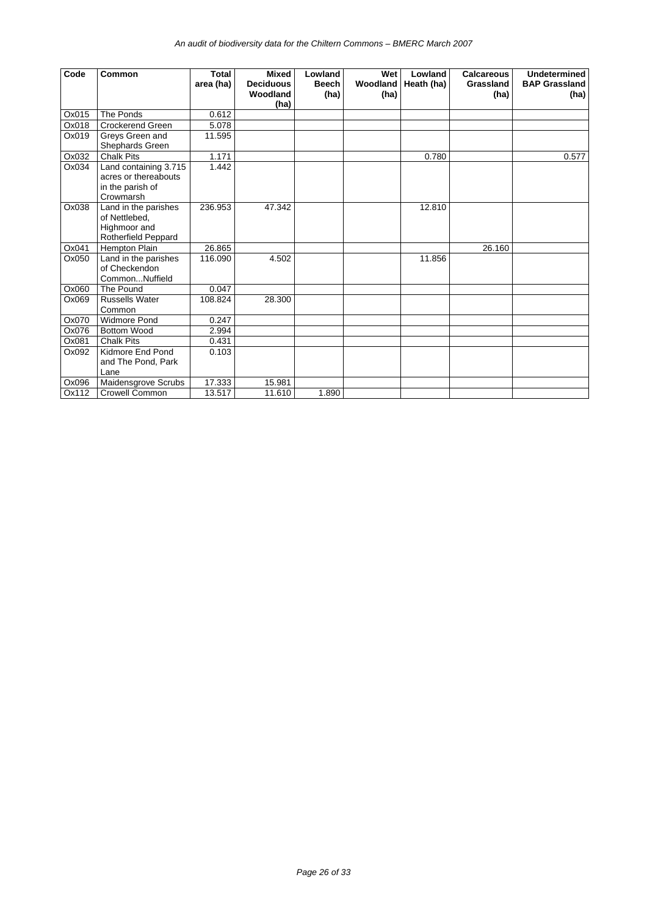| Code | Common | Total area (ha) | Mixed Deciduous Woodland (ha) | Lowland Beech (ha) | Wet Woodland (ha) | Lowland Heath (ha) | Calcareous Grassland (ha) | Undetermined BAP Grassland (ha) |
|---|---|---|---|---|---|---|---|---|
| Ox015 | The Ponds | 0.612 | | | | | | |
| Ox018 | Crockerend Green | 5.078 | | | | | | |
| Ox019 | Greys Green and Shephards Green | 11.595 | | | | | | |
| Ox032 | Chalk Pits | 1.171 | | | | 0.780 | | 0.577 |
| Ox034 | Land containing 3.715 acres or thereabouts in the parish of Crowmarsh | 1.442 | | | | | | |
| Ox038 | Land in the parishes of Nettlebed, Highmoor and Rotherfield Peppard | 236.953 | 47.342 | | | 12.810 | | |
| Ox041 | Hempton Plain | 26.865 | | | | | 26.160 | |
| Ox050 | Land in the parishes of Checkendon Common...Nuffield | 116.090 | 4.502 | | | 11.856 | | |
| Ox060 | The Pound | 0.047 | | | | | | |
| Ox069 | Russells Water Common | 108.824 | 28.300 | | | | | |
| Ox070 | Widmore Pond | 0.247 | | | | | | |
| Ox076 | Bottom Wood | 2.994 | | | | | | |
| Ox081 | Chalk Pits | 0.431 | | | | | | |
| Ox092 | Kidmore End Pond and The Pond, Park Lane | 0.103 | | | | | | |
| Ox096 | Maidensgrove Scrubs | 17.333 | 15.981 | | | | | |
| Ox112 | Crowell Common | 13.517 | 11.610 | 1.890 | | | | |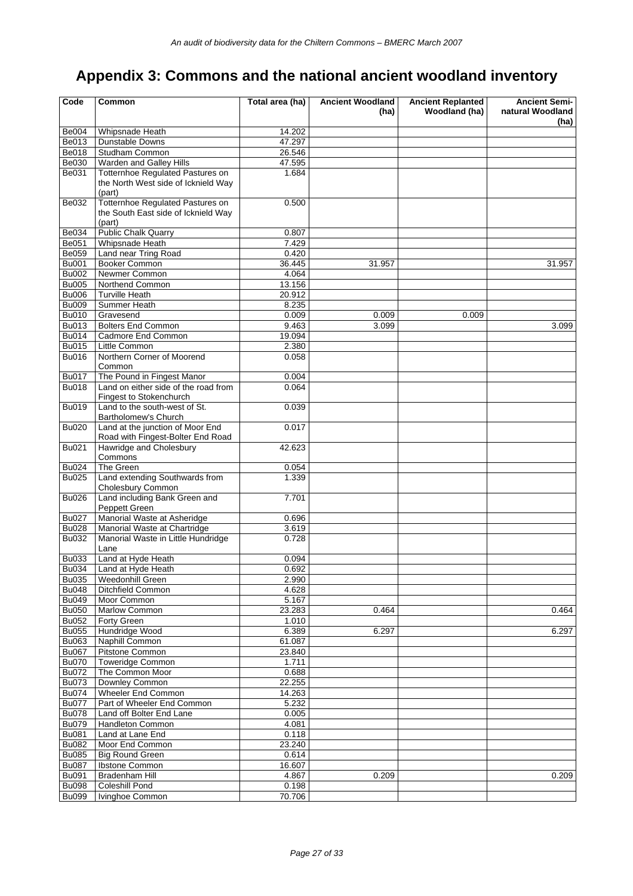# Appendix 3: Commons and the national ancient woodland inventory

| Code | Common | Total area (ha) | Ancient Woodland (ha) | Ancient Replanted Woodland (ha) | Ancient Semi-natural Woodland (ha) |
|---|---|---|---|---|---|
| Be004 | Whipsnade Heath | 14.202 | | | |
| Be013 | Dunstable Downs | 47.297 | | | |
| Be018 | Studham Common | 26.546 | | | |
| Be030 | Warden and Galley Hills | 47.595 | | | |
| Be031 | Totternhoe Regulated Pastures on the North West side of Icknield Way (part) | 1.684 | | | |
| Be032 | Totternhoe Regulated Pastures on the South East side of Icknield Way (part) | 0.500 | | | |
| Be034 | Public Chalk Quarry | 0.807 | | | |
| Be051 | Whipsnade Heath | 7.429 | | | |
| Be059 | Land near Tring Road | 0.420 | | | |
| Bu001 | Booker Common | 36.445 | 31.957 | | 31.957 |
| Bu002 | Newmer Common | 4.064 | | | |
| Bu005 | Northend Common | 13.156 | | | |
| Bu006 | Turville Heath | 20.912 | | | |
| Bu009 | Summer Heath | 8.235 | | | |
| Bu010 | Gravesend | 0.009 | 0.009 | 0.009 | |
| Bu013 | Bolters End Common | 9.463 | 3.099 | | 3.099 |
| Bu014 | Cadmore End Common | 19.094 | | | |
| Bu015 | Little Common | 2.380 | | | |
| Bu016 | Northern Corner of Moorend Common | 0.058 | | | |
| Bu017 | The Pound in Fingest Manor | 0.004 | | | |
| Bu018 | Land on either side of the road from Fingest to Stokenchurch | 0.064 | | | |
| Bu019 | Land to the south-west of St. Bartholomew's Church | 0.039 | | | |
| Bu020 | Land at the junction of Moor End Road with Fingest-Bolter End Road | 0.017 | | | |
| Bu021 | Hawridge and Cholesbury Commons | 42.623 | | | |
| Bu024 | The Green | 0.054 | | | |
| Bu025 | Land extending Southwards from Cholesbury Common | 1.339 | | | |
| Bu026 | Land including Bank Green and Peppett Green | 7.701 | | | |
| Bu027 | Manorial Waste at Asheridge | 0.696 | | | |
| Bu028 | Manorial Waste at Chartridge | 3.619 | | | |
| Bu032 | Manorial Waste in Little Hundridge Lane | 0.728 | | | |
| Bu033 | Land at Hyde Heath | 0.094 | | | |
| Bu034 | Land at Hyde Heath | 0.692 | | | |
| Bu035 | Weedonhill Green | 2.990 | | | |
| Bu048 | Ditchfield Common | 4.628 | | | |
| Bu049 | Moor Common | 5.167 | | | |
| Bu050 | Marlow Common | 23.283 | 0.464 | | 0.464 |
| Bu052 | Forty Green | 1.010 | | | |
| Bu055 | Hundridge Wood | 6.389 | 6.297 | | 6.297 |
| Bu063 | Naphill Common | 61.087 | | | |
| Bu067 | Pitstone Common | 23.840 | | | |
| Bu070 | Toweridge Common | 1.711 | | | |
| Bu072 | The Common Moor | 0.688 | | | |
| Bu073 | Downley Common | 22.255 | | | |
| Bu074 | Wheeler End Common | 14.263 | | | |
| Bu077 | Part of Wheeler End Common | 5.232 | | | |
| Bu078 | Land off Bolter End Lane | 0.005 | | | |
| Bu079 | Handleton Common | 4.081 | | | |
| Bu081 | Land at Lane End | 0.118 | | | |
| Bu082 | Moor End Common | 23.240 | | | |
| Bu085 | Big Round Green | 0.614 | | | |
| Bu087 | Ibstone Common | 16.607 | | | |
| Bu091 | Bradenham Hill | 4.867 | 0.209 | | 0.209 |
| Bu098 | Coleshill Pond | 0.198 | | | |
| Bu099 | Ivinghoe Common | 70.706 | | | |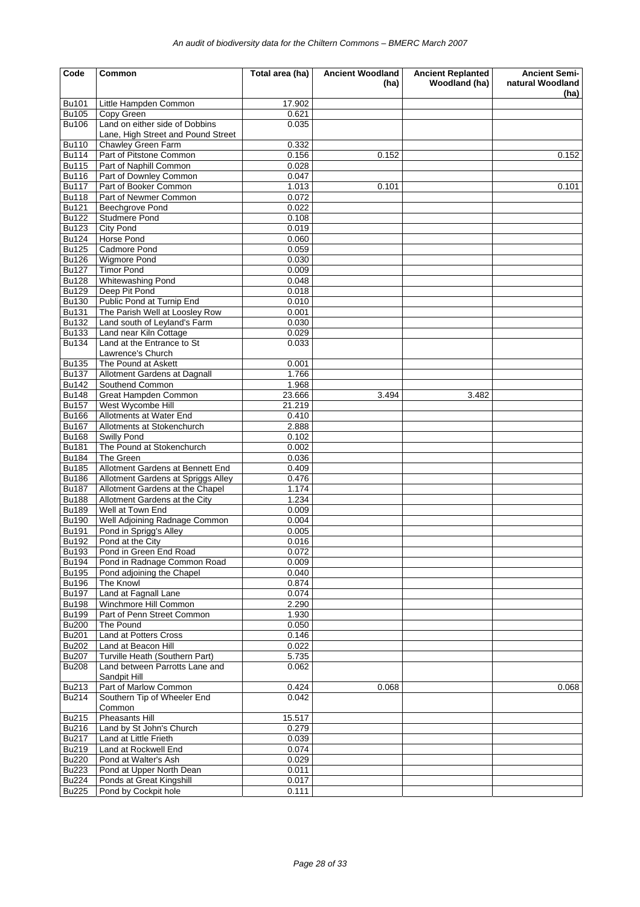| Code | Common | Total area (ha) | Ancient Woodland (ha) | Ancient Replanted Woodland (ha) | Ancient Semi-natural Woodland (ha) |
|---|---|---|---|---|---|
| Bu101 | Little Hampden Common | 17.902 | | | |
| Bu105 | Copy Green | 0.621 | | | |
| Bu106 | Land on either side of Dobbins Lane, High Street and Pound Street | 0.035 | | | |
| Bu110 | Chawley Green Farm | 0.332 | | | |
| Bu114 | Part of Pitstone Common | 0.156 | 0.152 | | 0.152 |
| Bu115 | Part of Naphill Common | 0.028 | | | |
| Bu116 | Part of Downley Common | 0.047 | | | |
| Bu117 | Part of Booker Common | 1.013 | 0.101 | | 0.101 |
| Bu118 | Part of Newmer Common | 0.072 | | | |
| Bu121 | Beechgrove Pond | 0.022 | | | |
| Bu122 | Studmere Pond | 0.108 | | | |
| Bu123 | City Pond | 0.019 | | | |
| Bu124 | Horse Pond | 0.060 | | | |
| Bu125 | Cadmore Pond | 0.059 | | | |
| Bu126 | Wigmore Pond | 0.030 | | | |
| Bu127 | Timor Pond | 0.009 | | | |
| Bu128 | Whitewashing Pond | 0.048 | | | |
| Bu129 | Deep Pit Pond | 0.018 | | | |
| Bu130 | Public Pond at Turnip End | 0.010 | | | |
| Bu131 | The Parish Well at Loosley Row | 0.001 | | | |
| Bu132 | Land south of Leyland's Farm | 0.030 | | | |
| Bu133 | Land near Kiln Cottage | 0.029 | | | |
| Bu134 | Land at the Entrance to St Lawrence's Church | 0.033 | | | |
| Bu135 | The Pound at Askett | 0.001 | | | |
| Bu137 | Allotment Gardens at Dagnall | 1.766 | | | |
| Bu142 | Southend Common | 1.968 | | | |
| Bu148 | Great Hampden Common | 23.666 | 3.494 | 3.482 | |
| Bu157 | West Wycombe Hill | 21.219 | | | |
| Bu166 | Allotments at Water End | 0.410 | | | |
| Bu167 | Allotments at Stokenchurch | 2.888 | | | |
| Bu168 | Swilly Pond | 0.102 | | | |
| Bu181 | The Pound at Stokenchurch | 0.002 | | | |
| Bu184 | The Green | 0.036 | | | |
| Bu185 | Allotment Gardens at Bennett End | 0.409 | | | |
| Bu186 | Allotment Gardens at Spriggs Alley | 0.476 | | | |
| Bu187 | Allotment Gardens at the Chapel | 1.174 | | | |
| Bu188 | Allotment Gardens at the City | 1.234 | | | |
| Bu189 | Well at Town End | 0.009 | | | |
| Bu190 | Well Adjoining Radnage Common | 0.004 | | | |
| Bu191 | Pond in Sprigg's Alley | 0.005 | | | |
| Bu192 | Pond at the City | 0.016 | | | |
| Bu193 | Pond in Green End Road | 0.072 | | | |
| Bu194 | Pond in Radnage Common Road | 0.009 | | | |
| Bu195 | Pond adjoining the Chapel | 0.040 | | | |
| Bu196 | The Knowl | 0.874 | | | |
| Bu197 | Land at Fagnall Lane | 0.074 | | | |
| Bu198 | Winchmore Hill Common | 2.290 | | | |
| Bu199 | Part of Penn Street Common | 1.930 | | | |
| Bu200 | The Pound | 0.050 | | | |
| Bu201 | Land at Potters Cross | 0.146 | | | |
| Bu202 | Land at Beacon Hill | 0.022 | | | |
| Bu207 | Turville Heath (Southern Part) | 5.735 | | | |
| Bu208 | Land between Parrotts Lane and Sandpit Hill | 0.062 | | | |
| Bu213 | Part of Marlow Common | 0.424 | 0.068 | | 0.068 |
| Bu214 | Southern Tip of Wheeler End Common | 0.042 | | | |
| Bu215 | Pheasants Hill | 15.517 | | | |
| Bu216 | Land by St John's Church | 0.279 | | | |
| Bu217 | Land at Little Frieth | 0.039 | | | |
| Bu219 | Land at Rockwell End | 0.074 | | | |
| Bu220 | Pond at Walter's Ash | 0.029 | | | |
| Bu223 | Pond at Upper North Dean | 0.011 | | | |
| Bu224 | Ponds at Great Kingshill | 0.017 | | | |
| Bu225 | Pond by Cockpit hole | 0.111 | | | |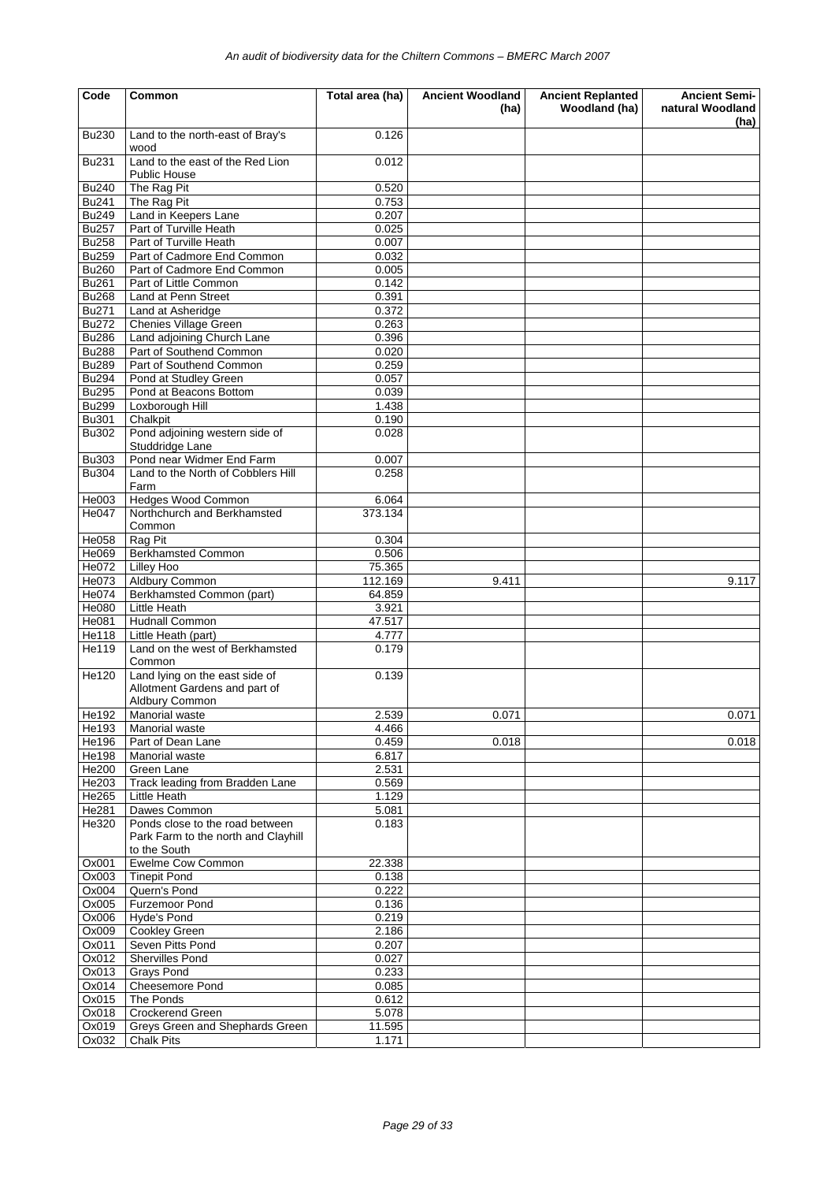| Code | Common | Total area (ha) | Ancient Woodland (ha) | Ancient Replanted Woodland (ha) | Ancient Semi-natural Woodland (ha) |
|---|---|---|---|---|---|
| Bu230 | Land to the north-east of Bray's wood | 0.126 | | | |
| Bu231 | Land to the east of the Red Lion Public House | 0.012 | | | |
| Bu240 | The Rag Pit | 0.520 | | | |
| Bu241 | The Rag Pit | 0.753 | | | |
| Bu249 | Land in Keepers Lane | 0.207 | | | |
| Bu257 | Part of Turville Heath | 0.025 | | | |
| Bu258 | Part of Turville Heath | 0.007 | | | |
| Bu259 | Part of Cadmore End Common | 0.032 | | | |
| Bu260 | Part of Cadmore End Common | 0.005 | | | |
| Bu261 | Part of Little Common | 0.142 | | | |
| Bu268 | Land at Penn Street | 0.391 | | | |
| Bu271 | Land at Asheridge | 0.372 | | | |
| Bu272 | Chenies Village Green | 0.263 | | | |
| Bu286 | Land adjoining Church Lane | 0.396 | | | |
| Bu288 | Part of Southend Common | 0.020 | | | |
| Bu289 | Part of Southend Common | 0.259 | | | |
| Bu294 | Pond at Studley Green | 0.057 | | | |
| Bu295 | Pond at Beacons Bottom | 0.039 | | | |
| Bu299 | Loxborough Hill | 1.438 | | | |
| Bu301 | Chalkpit | 0.190 | | | |
| Bu302 | Pond adjoining western side of Studdridge Lane | 0.028 | | | |
| Bu303 | Pond near Widmer End Farm | 0.007 | | | |
| Bu304 | Land to the North of Cobblers Hill Farm | 0.258 | | | |
| He003 | Hedges Wood Common | 6.064 | | | |
| He047 | Northchurch and Berkhamsted Common | 373.134 | | | |
| He058 | Rag Pit | 0.304 | | | |
| He069 | Berkhamsted Common | 0.506 | | | |
| He072 | Lilley Hoo | 75.365 | | | |
| He073 | Aldbury Common | 112.169 | 9.411 | | 9.117 |
| He074 | Berkhamsted Common (part) | 64.859 | | | |
| He080 | Little Heath | 3.921 | | | |
| He081 | Hudnall Common | 47.517 | | | |
| He118 | Little Heath (part) | 4.777 | | | |
| He119 | Land on the west of Berkhamsted Common | 0.179 | | | |
| He120 | Land lying on the east side of Allotment Gardens and part of Aldbury Common | 0.139 | | | |
| He192 | Manorial waste | 2.539 | 0.071 | | 0.071 |
| He193 | Manorial waste | 4.466 | | | |
| He196 | Part of Dean Lane | 0.459 | 0.018 | | 0.018 |
| He198 | Manorial waste | 6.817 | | | |
| He200 | Green Lane | 2.531 | | | |
| He203 | Track leading from Bradden Lane | 0.569 | | | |
| He265 | Little Heath | 1.129 | | | |
| He281 | Dawes Common | 5.081 | | | |
| He320 | Ponds close to the road between Park Farm to the north and Clayhill to the South | 0.183 | | | |
| Ox001 | Ewelme Cow Common | 22.338 | | | |
| Ox003 | Tinepit Pond | 0.138 | | | |
| Ox004 | Quern's Pond | 0.222 | | | |
| Ox005 | Furzemoor Pond | 0.136 | | | |
| Ox006 | Hyde's Pond | 0.219 | | | |
| Ox009 | Cookley Green | 2.186 | | | |
| Ox011 | Seven Pitts Pond | 0.207 | | | |
| Ox012 | Shervilles Pond | 0.027 | | | |
| Ox013 | Grays Pond | 0.233 | | | |
| Ox014 | Cheesemore Pond | 0.085 | | | |
| Ox015 | The Ponds | 0.612 | | | |
| Ox018 | Crockerend Green | 5.078 | | | |
| Ox019 | Greys Green and Shephards Green | 11.595 | | | |
| Ox032 | Chalk Pits | 1.171 | | | |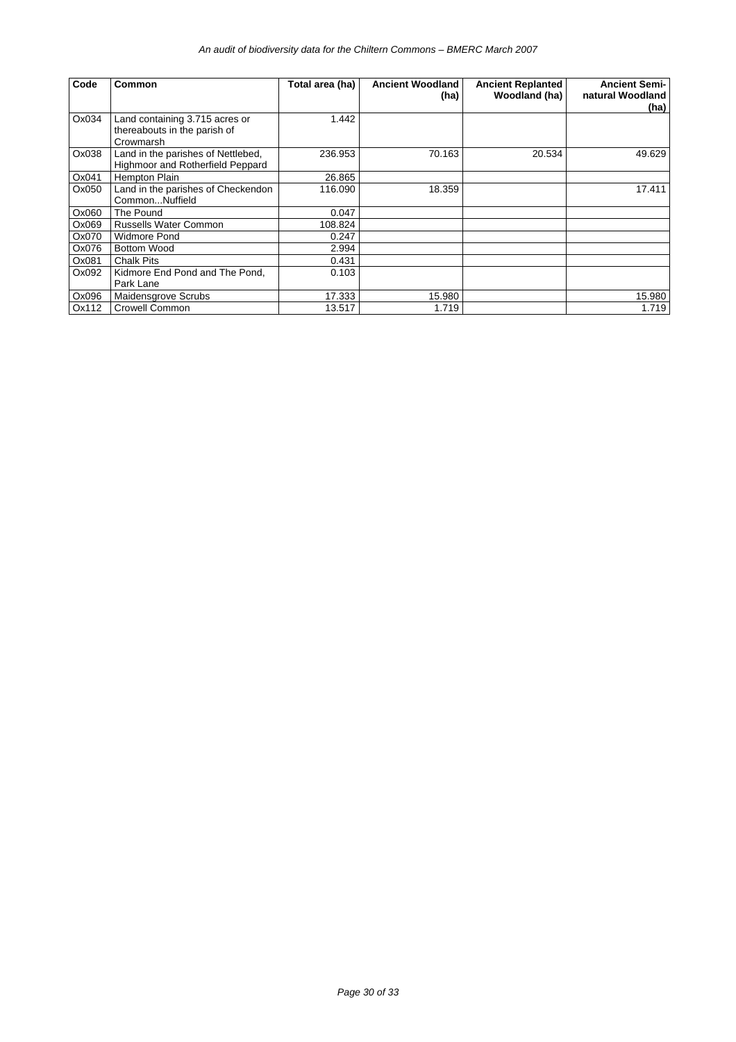| Code | Common | Total area (ha) | Ancient Woodland (ha) | Ancient Replanted Woodland (ha) | Ancient Semi-natural Woodland (ha) |
|---|---|---|---|---|---|
| Ox034 | Land containing 3.715 acres or thereabouts in the parish of Crowmarsh | 1.442 | | | |
| Ox038 | Land in the parishes of Nettlebed, Highmoor and Rotherfield Peppard | 236.953 | 70.163 | 20.534 | 49.629 |
| Ox041 | Hempton Plain | 26.865 | | | |
| Ox050 | Land in the parishes of Checkendon Common...Nuffield | 116.090 | 18.359 | | 17.411 |
| Ox060 | The Pound | 0.047 | | | |
| Ox069 | Russells Water Common | 108.824 | | | |
| Ox070 | Widmore Pond | 0.247 | | | |
| Ox076 | Bottom Wood | 2.994 | | | |
| Ox081 | Chalk Pits | 0.431 | | | |
| Ox092 | Kidmore End Pond and The Pond, Park Lane | 0.103 | | | |
| Ox096 | Maidensgrove Scrubs | 17.333 | 15.980 | | 15.980 |
| Ox112 | Crowell Common | 13.517 | 1.719 | | 1.719 |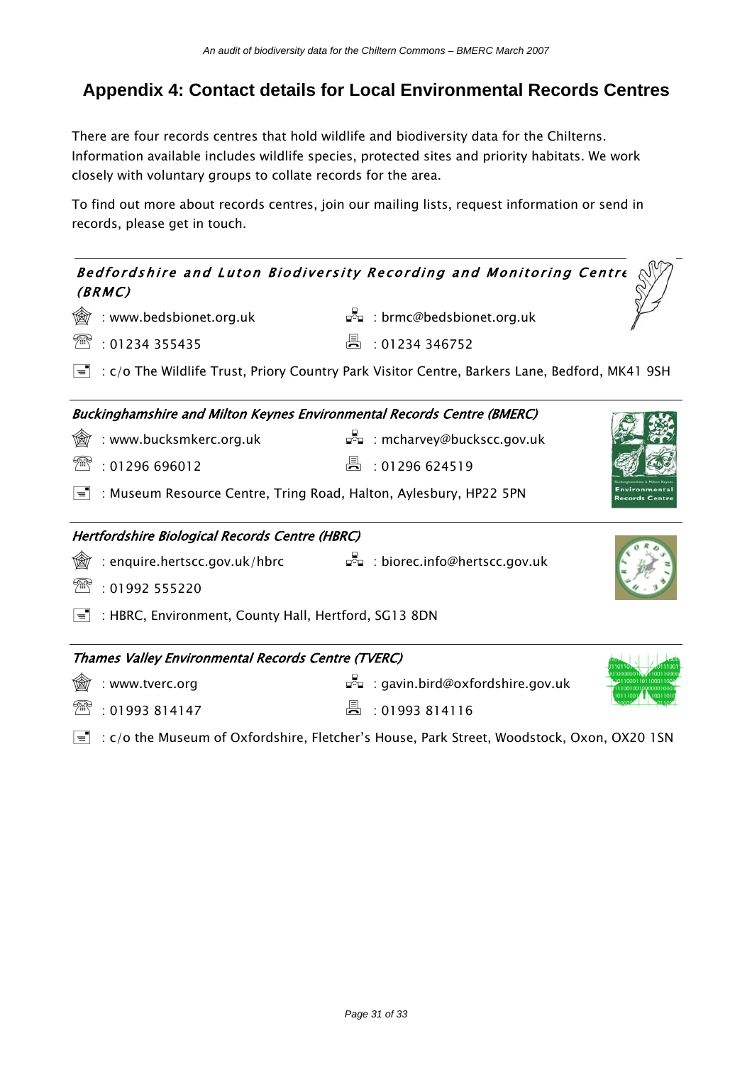## Appendix 4: Contact details for Local Environmental Records Centres

There are four records centres that hold wildlife and biodiversity data for the Chilterns. Information available includes wildlife species, protected sites and priority habitats. We work closely with voluntary groups to collate records for the area.

To find out more about records centres, join our mailing lists, request information or send in records, please get in touch.

### *Bedfordshire and Luton Biodiversity Recording and Monitoring Centre (BRMC)*

: www.bedsbionet.org.uk : brmc@bedsbionet.org.uk

: 01234 355435 : 01234 346752

: c/o The Wildlife Trust, Priory Country Park Visitor Centre, Barkers Lane, Bedford, MK41 9SH

### *Buckinghamshire and Milton Keynes Environmental Records Centre (BMERC)*

: www.bucksmkerc.org.uk : mcharvey@buckscc.gov.uk

: 01296 696012 : 01296 624519

: Museum Resource Centre, Tring Road, Halton, Aylesbury, HP22 5PN

### *Hertfordshire Biological Records Centre (HBRC)*

: enquire.hertscc.gov.uk/hbrc : biorec.info@hertscc.gov.uk

: 01992 555220

: HBRC, Environment, County Hall, Hertford, SG13 8DN

### *Thames Valley Environmental Records Centre (TVERC)*

: www.tverc.org : gavin.bird@oxfordshire.gov.uk

: 01993 814147 : 01993 814116

: c/o the Museum of Oxfordshire, Fletcher's House, Park Street, Woodstock, Oxon, OX20 1SN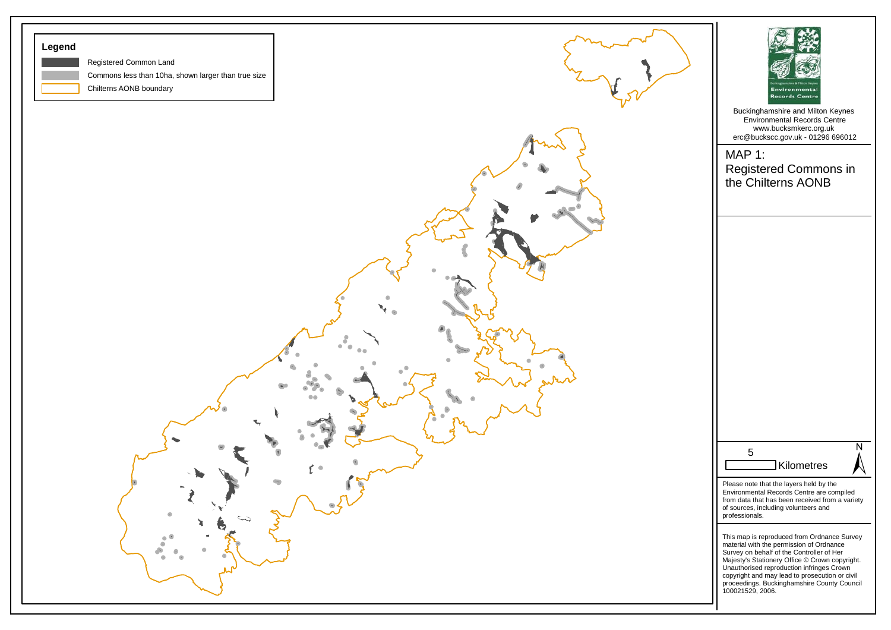**Legend**

- Registered Common Land
- Commons less than 10ha, shown larger than true size
- Chilterns AONB boundary

Buckinghamshire and Milton Keynes Environmental Records Centre
www.bucksmkerc.org.uk
erc@buckscc.gov.uk - 01296 696012

## MAP 1: Registered Commons in the Chilterns AONB

5 Kilometres

N

Please note that the layers held by the Environmental Records Centre are compiled from data that has been received from a variety of sources, including volunteers and professionals.

This map is reproduced from Ordnance Survey material with the permission of Ordnance Survey on behalf of the Controller of Her Majesty's Stationery Office © Crown copyright. Unauthorised reproduction infringes Crown copyright and may lead to prosecution or civil proceedings. Buckinghamshire County Council 100021529, 2006.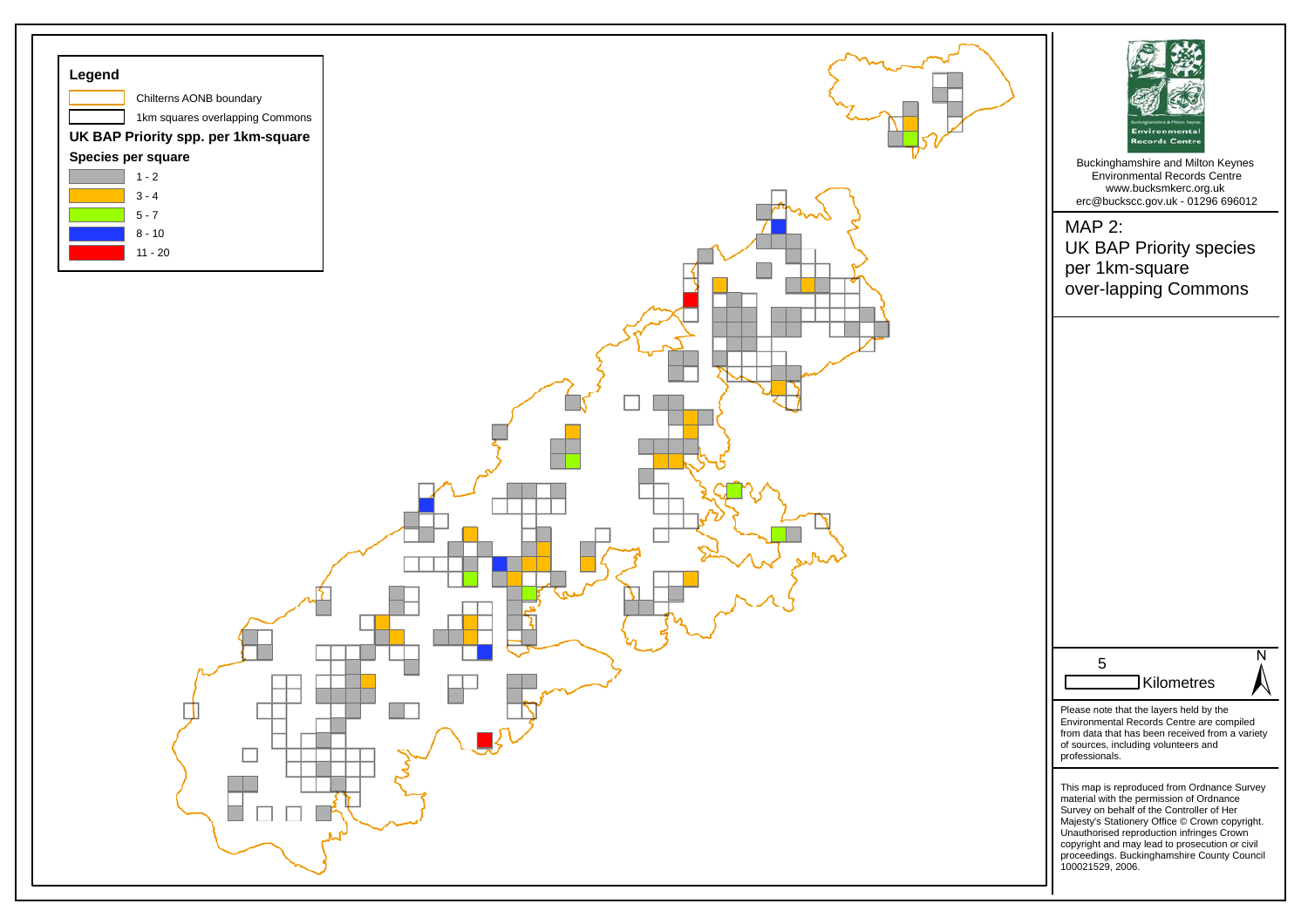**Legend**

Chilterns AONB boundary

1km squares overlapping Commons

**UK BAP Priority spp. per 1km-square**

**Species per square**

1 - 2

3 - 4

5 - 7

8 - 10

11 - 20

Buckinghamshire & Milton Keynes Environmental Records Centre

Buckinghamshire and Milton Keynes Environmental Records Centre
www.bucksmkerc.org.uk
erc@buckscc.gov.uk - 01296 696012

## MAP 2: UK BAP Priority species per 1km-square over-lapping Commons

5

Kilometres

N

Please note that the layers held by the Environmental Records Centre are compiled from data that has been received from a variety of sources, including volunteers and professionals.

This map is reproduced from Ordnance Survey material with the permission of Ordnance Survey on behalf of the Controller of Her Majesty's Stationery Office © Crown copyright. Unauthorised reproduction infringes Crown copyright and may lead to prosecution or civil proceedings. Buckinghamshire County Council 100021529, 2006.